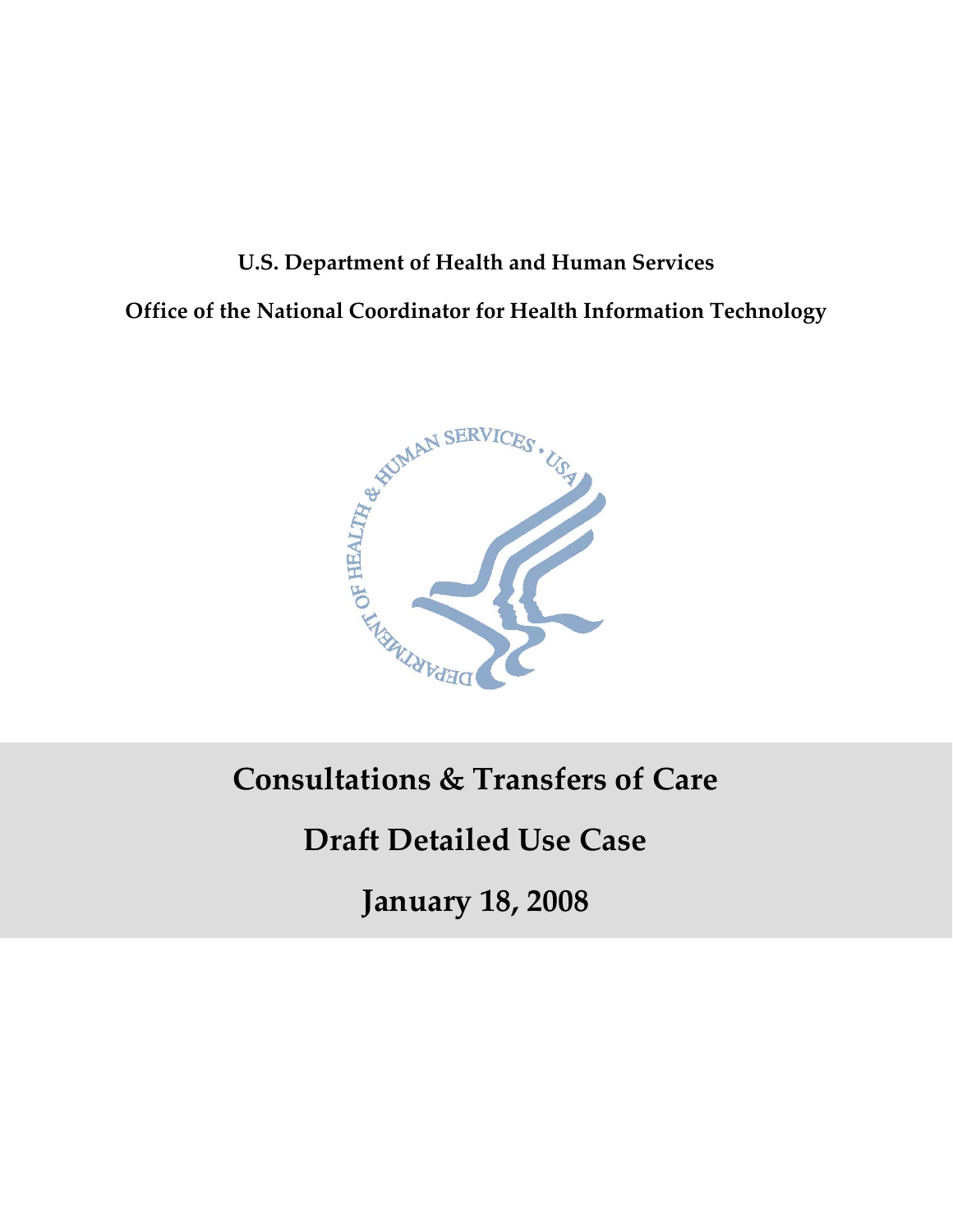**U.S. Department of Health and Human Services**

**Office of the National Coordinator for Health Information Technology**

# Consultations & Transfers of Care

# Draft Detailed Use Case

# January 18, 2008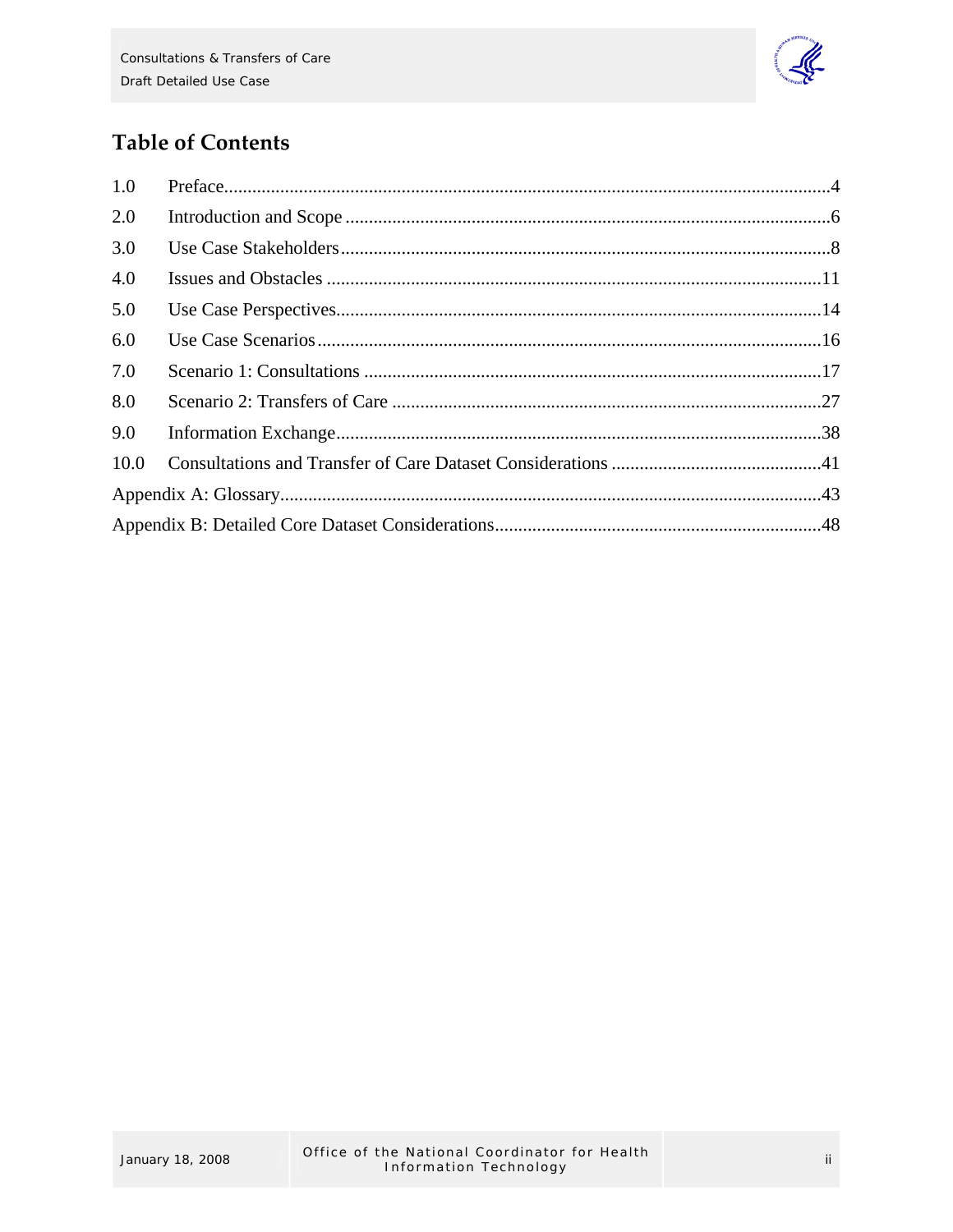# Table of Contents

1.0 Preface....4

2.0 Introduction and Scope....6

3.0 Use Case Stakeholders....8

4.0 Issues and Obstacles....11

5.0 Use Case Perspectives....14

6.0 Use Case Scenarios....16

7.0 Scenario 1: Consultations....17

8.0 Scenario 2: Transfers of Care....27

9.0 Information Exchange....38

10.0 Consultations and Transfer of Care Dataset Considerations....41

Appendix A: Glossary....43

Appendix B: Detailed Core Dataset Considerations....48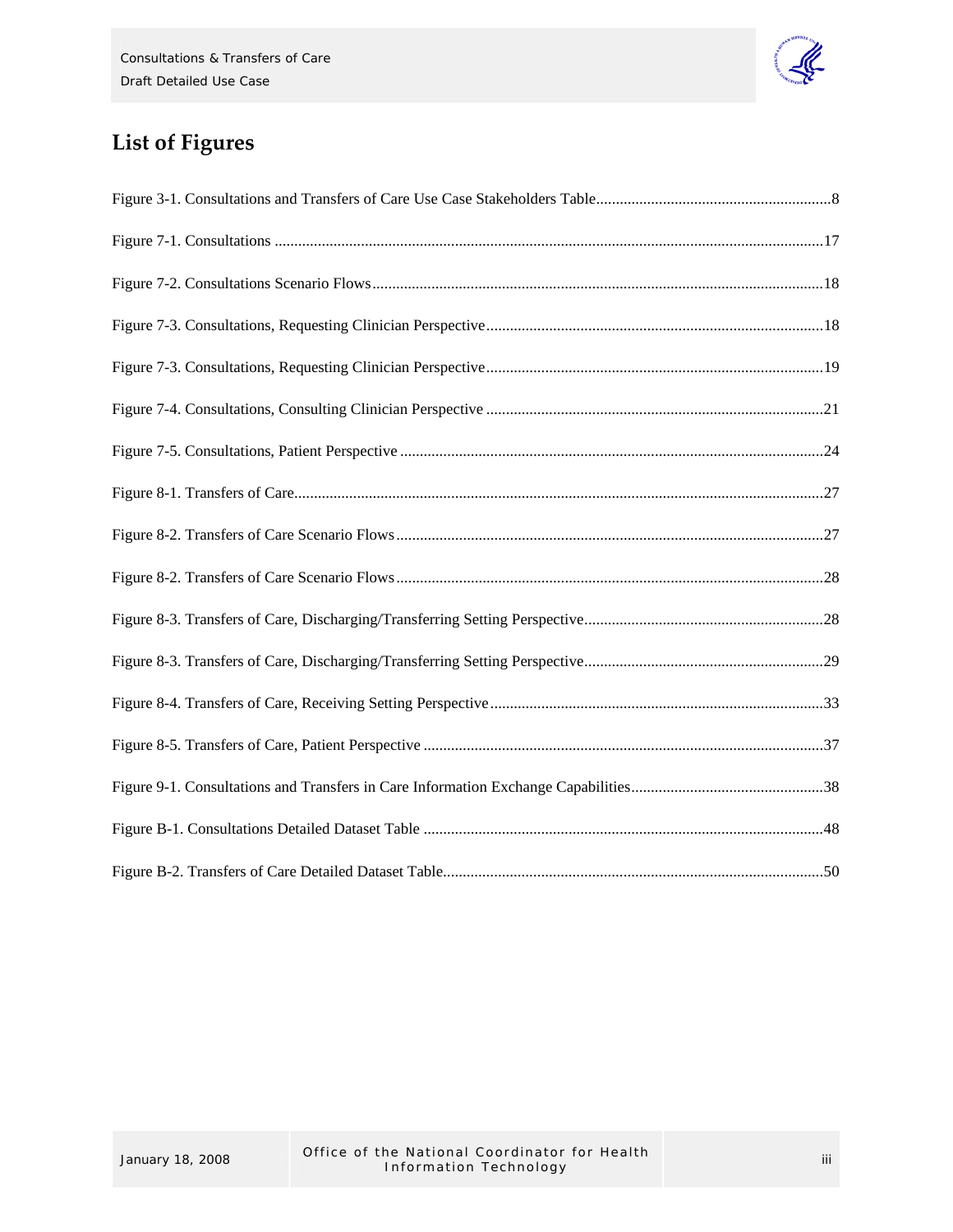# List of Figures

Figure 3-1. Consultations and Transfers of Care Use Case Stakeholders Table ........................................................... 8

Figure 7-1. Consultations ........................................................................................................................................... 17

Figure 7-2. Consultations Scenario Flows .................................................................................................................. 18

Figure 7-3. Consultations, Requesting Clinician Perspective ..................................................................................... 18

Figure 7-3. Consultations, Requesting Clinician Perspective ..................................................................................... 19

Figure 7-4. Consultations, Consulting Clinician Perspective ...................................................................................... 21

Figure 7-5. Consultations, Patient Perspective ........................................................................................................... 24

Figure 8-1. Transfers of Care ...................................................................................................................................... 27

Figure 8-2. Transfers of Care Scenario Flows ............................................................................................................ 27

Figure 8-2. Transfers of Care Scenario Flows ............................................................................................................ 28

Figure 8-3. Transfers of Care, Discharging/Transferring Setting Perspective ............................................................ 28

Figure 8-3. Transfers of Care, Discharging/Transferring Setting Perspective ............................................................ 29

Figure 8-4. Transfers of Care, Receiving Setting Perspective .................................................................................... 33

Figure 8-5. Transfers of Care, Patient Perspective ..................................................................................................... 37

Figure 9-1. Consultations and Transfers in Care Information Exchange Capabilities ................................................. 38

Figure B-1. Consultations Detailed Dataset Table ...................................................................................................... 48

Figure B-2. Transfers of Care Detailed Dataset Table ................................................................................................ 50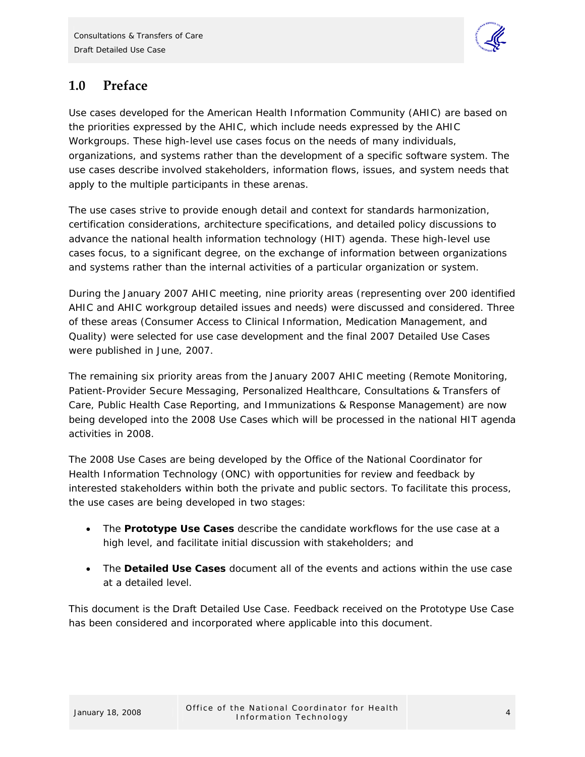# 1.0 Preface

Use cases developed for the American Health Information Community (AHIC) are based on the priorities expressed by the AHIC, which include needs expressed by the AHIC Workgroups. These high-level use cases focus on the needs of many individuals, organizations, and systems rather than the development of a specific software system. The use cases describe involved stakeholders, information flows, issues, and system needs that apply to the multiple participants in these arenas.

The use cases strive to provide enough detail and context for standards harmonization, certification considerations, architecture specifications, and detailed policy discussions to advance the national health information technology (HIT) agenda. These high-level use cases focus, to a significant degree, on the exchange of information between organizations and systems rather than the internal activities of a particular organization or system.

During the January 2007 AHIC meeting, nine priority areas (representing over 200 identified AHIC and AHIC workgroup detailed issues and needs) were discussed and considered. Three of these areas (Consumer Access to Clinical Information, Medication Management, and Quality) were selected for use case development and the final 2007 Detailed Use Cases were published in June, 2007.

The remaining six priority areas from the January 2007 AHIC meeting (Remote Monitoring, Patient-Provider Secure Messaging, Personalized Healthcare, Consultations & Transfers of Care, Public Health Case Reporting, and Immunizations & Response Management) are now being developed into the 2008 Use Cases which will be processed in the national HIT agenda activities in 2008.

The 2008 Use Cases are being developed by the Office of the National Coordinator for Health Information Technology (ONC) with opportunities for review and feedback by interested stakeholders within both the private and public sectors. To facilitate this process, the use cases are being developed in two stages:

- The **Prototype Use Cases** describe the candidate workflows for the use case at a high level, and facilitate initial discussion with stakeholders; and
- The **Detailed Use Cases** document all of the events and actions within the use case at a detailed level.

This document is the Draft Detailed Use Case. Feedback received on the Prototype Use Case has been considered and incorporated where applicable into this document.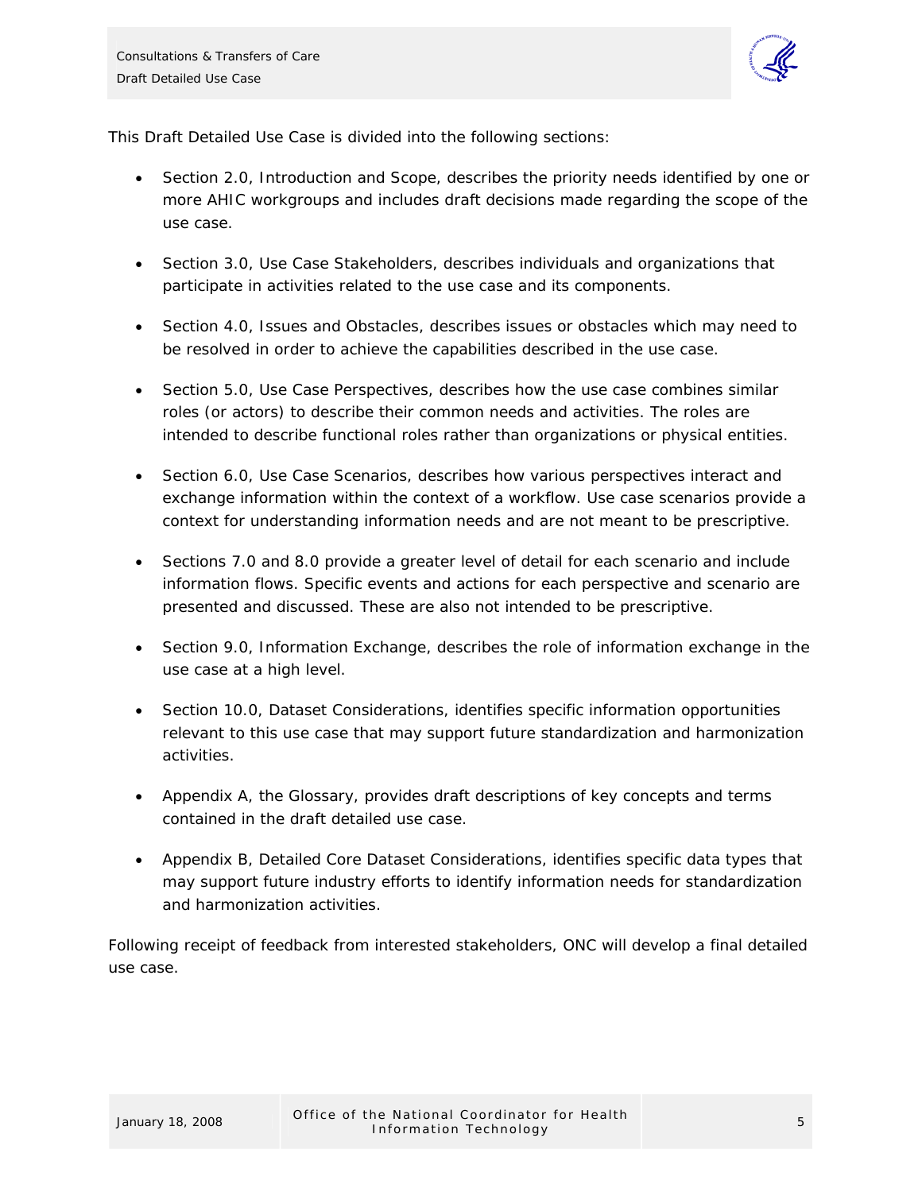This Draft Detailed Use Case is divided into the following sections:

- Section 2.0, Introduction and Scope, describes the priority needs identified by one or more AHIC workgroups and includes draft decisions made regarding the scope of the use case.
- Section 3.0, Use Case Stakeholders, describes individuals and organizations that participate in activities related to the use case and its components.
- Section 4.0, Issues and Obstacles, describes issues or obstacles which may need to be resolved in order to achieve the capabilities described in the use case.
- Section 5.0, Use Case Perspectives, describes how the use case combines similar roles (or actors) to describe their common needs and activities. The roles are intended to describe functional roles rather than organizations or physical entities.
- Section 6.0, Use Case Scenarios, describes how various perspectives interact and exchange information within the context of a workflow. Use case scenarios provide a context for understanding information needs and are not meant to be prescriptive.
- Sections 7.0 and 8.0 provide a greater level of detail for each scenario and include information flows. Specific events and actions for each perspective and scenario are presented and discussed. These are also not intended to be prescriptive.
- Section 9.0, Information Exchange, describes the role of information exchange in the use case at a high level.
- Section 10.0, Dataset Considerations, identifies specific information opportunities relevant to this use case that may support future standardization and harmonization activities.
- Appendix A, the Glossary, provides draft descriptions of key concepts and terms contained in the draft detailed use case.
- Appendix B, Detailed Core Dataset Considerations, identifies specific data types that may support future industry efforts to identify information needs for standardization and harmonization activities.

Following receipt of feedback from interested stakeholders, ONC will develop a final detailed use case.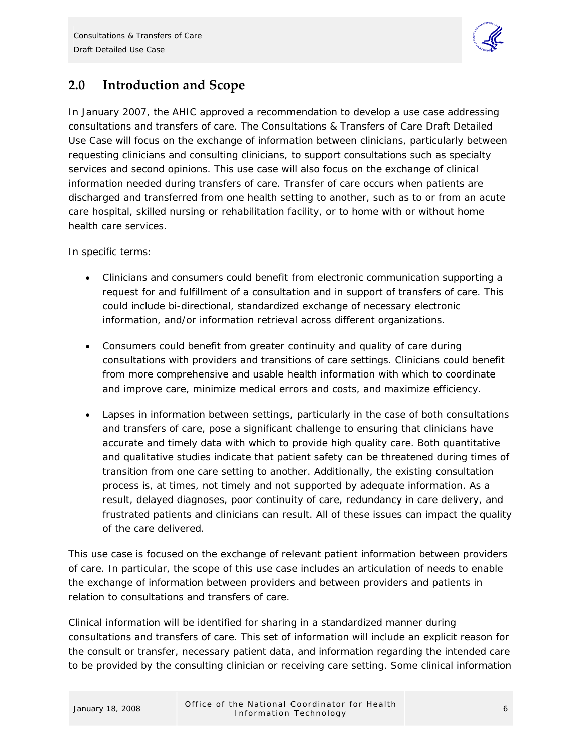## 2.0 Introduction and Scope

In January 2007, the AHIC approved a recommendation to develop a use case addressing consultations and transfers of care. The Consultations & Transfers of Care Draft Detailed Use Case will focus on the exchange of information between clinicians, particularly between requesting clinicians and consulting clinicians, to support consultations such as specialty services and second opinions. This use case will also focus on the exchange of clinical information needed during transfers of care. Transfer of care occurs when patients are discharged and transferred from one health setting to another, such as to or from an acute care hospital, skilled nursing or rehabilitation facility, or to home with or without home health care services.

In specific terms:

- Clinicians and consumers could benefit from electronic communication supporting a request for and fulfillment of a consultation and in support of transfers of care. This could include bi-directional, standardized exchange of necessary electronic information, and/or information retrieval across different organizations.

- Consumers could benefit from greater continuity and quality of care during consultations with providers and transitions of care settings. Clinicians could benefit from more comprehensive and usable health information with which to coordinate and improve care, minimize medical errors and costs, and maximize efficiency.

- Lapses in information between settings, particularly in the case of both consultations and transfers of care, pose a significant challenge to ensuring that clinicians have accurate and timely data with which to provide high quality care. Both quantitative and qualitative studies indicate that patient safety can be threatened during times of transition from one care setting to another. Additionally, the existing consultation process is, at times, not timely and not supported by adequate information. As a result, delayed diagnoses, poor continuity of care, redundancy in care delivery, and frustrated patients and clinicians can result. All of these issues can impact the quality of the care delivered.

This use case is focused on the exchange of relevant patient information between providers of care. In particular, the scope of this use case includes an articulation of needs to enable the exchange of information between providers and between providers and patients in relation to consultations and transfers of care.

Clinical information will be identified for sharing in a standardized manner during consultations and transfers of care. This set of information will include an explicit reason for the consult or transfer, necessary patient data, and information regarding the intended care to be provided by the consulting clinician or receiving care setting. Some clinical information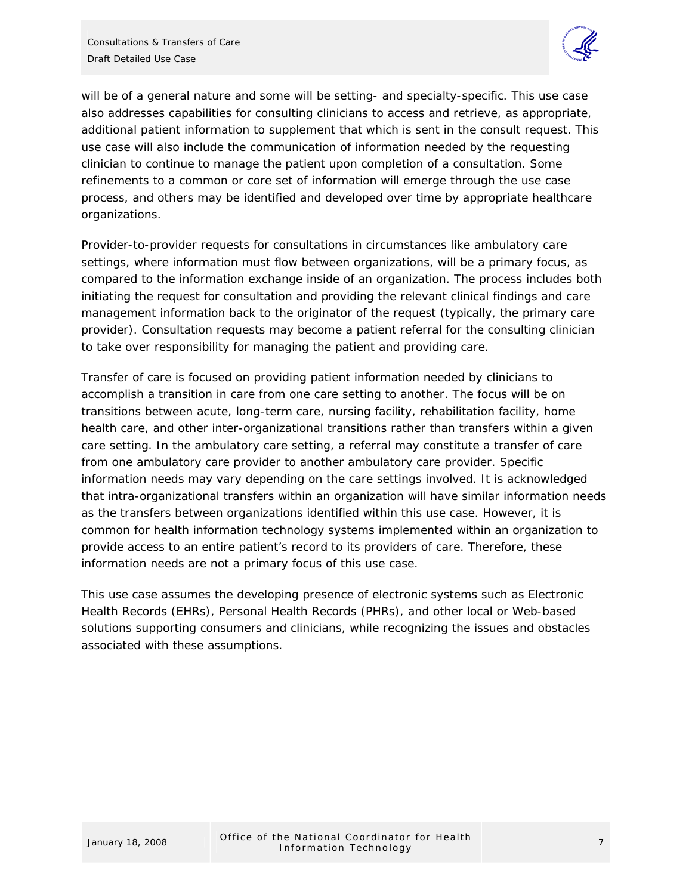will be of a general nature and some will be setting- and specialty-specific. This use case also addresses capabilities for consulting clinicians to access and retrieve, as appropriate, additional patient information to supplement that which is sent in the consult request. This use case will also include the communication of information needed by the requesting clinician to continue to manage the patient upon completion of a consultation. Some refinements to a common or core set of information will emerge through the use case process, and others may be identified and developed over time by appropriate healthcare organizations.

Provider-to-provider requests for consultations in circumstances like ambulatory care settings, where information must flow between organizations, will be a primary focus, as compared to the information exchange inside of an organization. The process includes both initiating the request for consultation and providing the relevant clinical findings and care management information back to the originator of the request (typically, the primary care provider). Consultation requests may become a patient referral for the consulting clinician to take over responsibility for managing the patient and providing care.

Transfer of care is focused on providing patient information needed by clinicians to accomplish a transition in care from one care setting to another. The focus will be on transitions between acute, long-term care, nursing facility, rehabilitation facility, home health care, and other inter-organizational transitions rather than transfers within a given care setting. In the ambulatory care setting, a referral may constitute a transfer of care from one ambulatory care provider to another ambulatory care provider. Specific information needs may vary depending on the care settings involved. It is acknowledged that intra-organizational transfers within an organization will have similar information needs as the transfers between organizations identified within this use case. However, it is common for health information technology systems implemented within an organization to provide access to an entire patient's record to its providers of care. Therefore, these information needs are not a primary focus of this use case.

This use case assumes the developing presence of electronic systems such as Electronic Health Records (EHRs), Personal Health Records (PHRs), and other local or Web-based solutions supporting consumers and clinicians, while recognizing the issues and obstacles associated with these assumptions.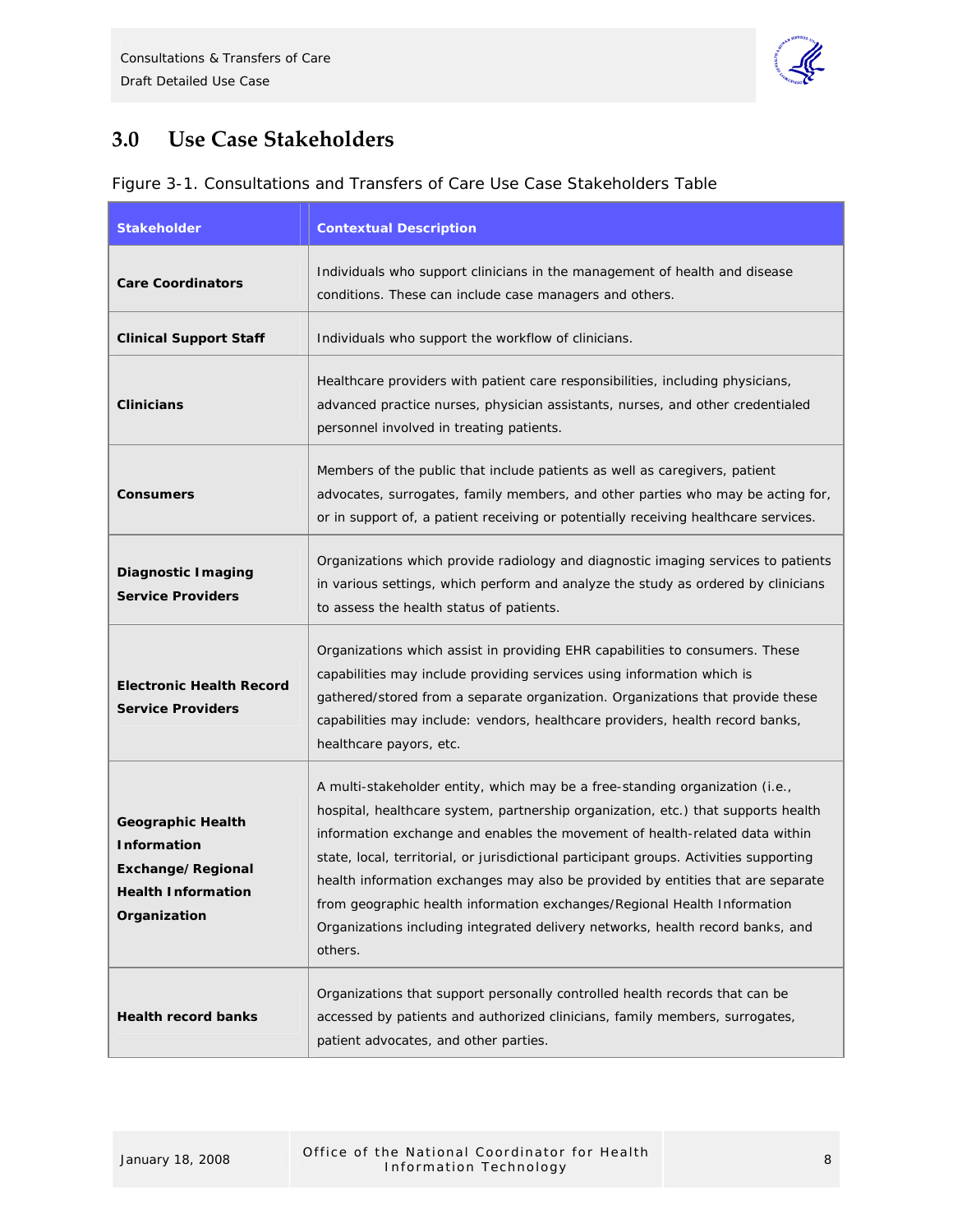## 3.0 Use Case Stakeholders

Figure 3-1. Consultations and Transfers of Care Use Case Stakeholders Table

| Stakeholder | Contextual Description |
|---|---|
| **Care Coordinators** | Individuals who support clinicians in the management of health and disease conditions. These can include case managers and others. |
| **Clinical Support Staff** | Individuals who support the workflow of clinicians. |
| **Clinicians** | Healthcare providers with patient care responsibilities, including physicians, advanced practice nurses, physician assistants, nurses, and other credentialed personnel involved in treating patients. |
| **Consumers** | Members of the public that include patients as well as caregivers, patient advocates, surrogates, family members, and other parties who may be acting for, or in support of, a patient receiving or potentially receiving healthcare services. |
| **Diagnostic Imaging Service Providers** | Organizations which provide radiology and diagnostic imaging services to patients in various settings, which perform and analyze the study as ordered by clinicians to assess the health status of patients. |
| **Electronic Health Record Service Providers** | Organizations which assist in providing EHR capabilities to consumers. These capabilities may include providing services using information which is gathered/stored from a separate organization. Organizations that provide these capabilities may include: vendors, healthcare providers, health record banks, healthcare payors, etc. |
| **Geographic Health Information Exchange/Regional Health Information Organization** | A multi-stakeholder entity, which may be a free-standing organization (i.e., hospital, healthcare system, partnership organization, etc.) that supports health information exchange and enables the movement of health-related data within state, local, territorial, or jurisdictional participant groups. Activities supporting health information exchanges may also be provided by entities that are separate from geographic health information exchanges/Regional Health Information Organizations including integrated delivery networks, health record banks, and others. |
| **Health record banks** | Organizations that support personally controlled health records that can be accessed by patients and authorized clinicians, family members, surrogates, patient advocates, and other parties. |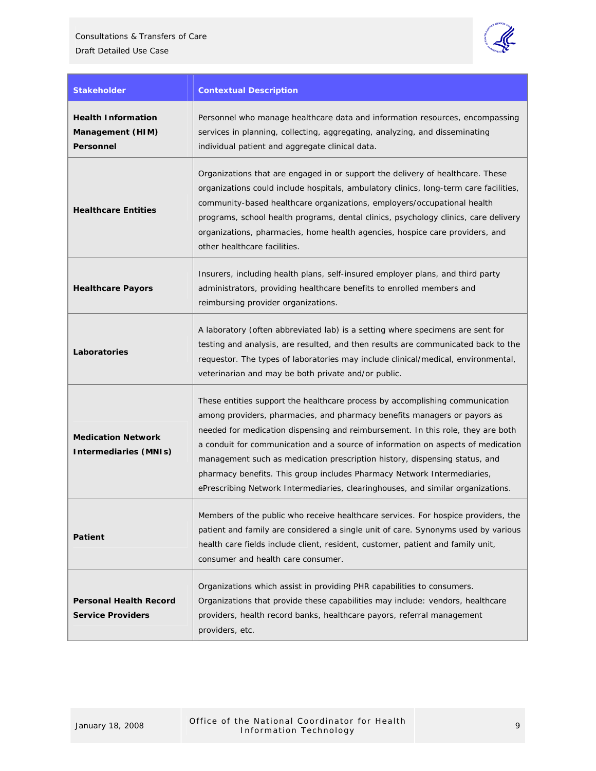| Stakeholder | Contextual Description |
|---|---|
| **Health Information Management (HIM) Personnel** | Personnel who manage healthcare data and information resources, encompassing services in planning, collecting, aggregating, analyzing, and disseminating individual patient and aggregate clinical data. |
| **Healthcare Entities** | Organizations that are engaged in or support the delivery of healthcare. These organizations could include hospitals, ambulatory clinics, long-term care facilities, community-based healthcare organizations, employers/occupational health programs, school health programs, dental clinics, psychology clinics, care delivery organizations, pharmacies, home health agencies, hospice care providers, and other healthcare facilities. |
| **Healthcare Payors** | Insurers, including health plans, self-insured employer plans, and third party administrators, providing healthcare benefits to enrolled members and reimbursing provider organizations. |
| **Laboratories** | A laboratory (often abbreviated lab) is a setting where specimens are sent for testing and analysis, are resulted, and then results are communicated back to the requestor. The types of laboratories may include clinical/medical, environmental, veterinarian and may be both private and/or public. |
| **Medication Network Intermediaries (MNIs)** | These entities support the healthcare process by accomplishing communication among providers, pharmacies, and pharmacy benefits managers or payors as needed for medication dispensing and reimbursement. In this role, they are both a conduit for communication and a source of information on aspects of medication management such as medication prescription history, dispensing status, and pharmacy benefits. This group includes Pharmacy Network Intermediaries, ePrescribing Network Intermediaries, clearinghouses, and similar organizations. |
| **Patient** | Members of the public who receive healthcare services. For hospice providers, the patient and family are considered a single unit of care. Synonyms used by various health care fields include client, resident, customer, patient and family unit, consumer and health care consumer. |
| **Personal Health Record Service Providers** | Organizations which assist in providing PHR capabilities to consumers. Organizations that provide these capabilities may include: vendors, healthcare providers, health record banks, healthcare payors, referral management providers, etc. |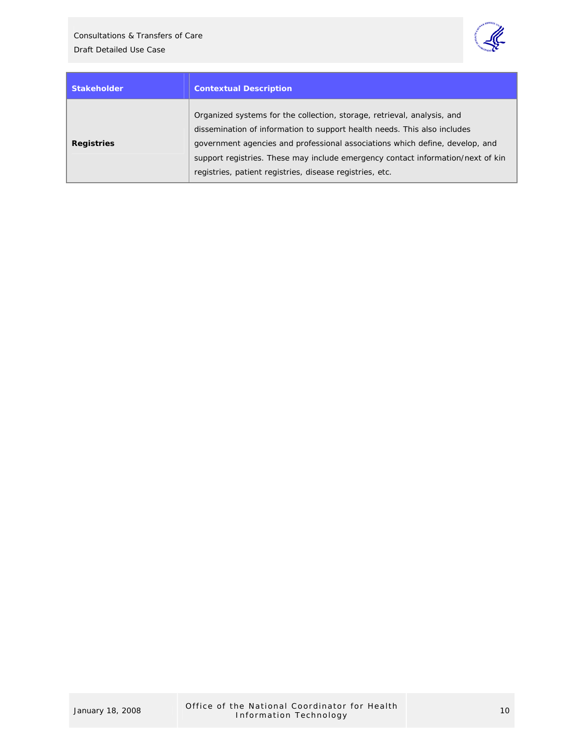| Stakeholder | Contextual Description |
|---|---|
| **Registries** | Organized systems for the collection, storage, retrieval, analysis, and dissemination of information to support health needs. This also includes government agencies and professional associations which define, develop, and support registries. These may include emergency contact information/next of kin registries, patient registries, disease registries, etc. |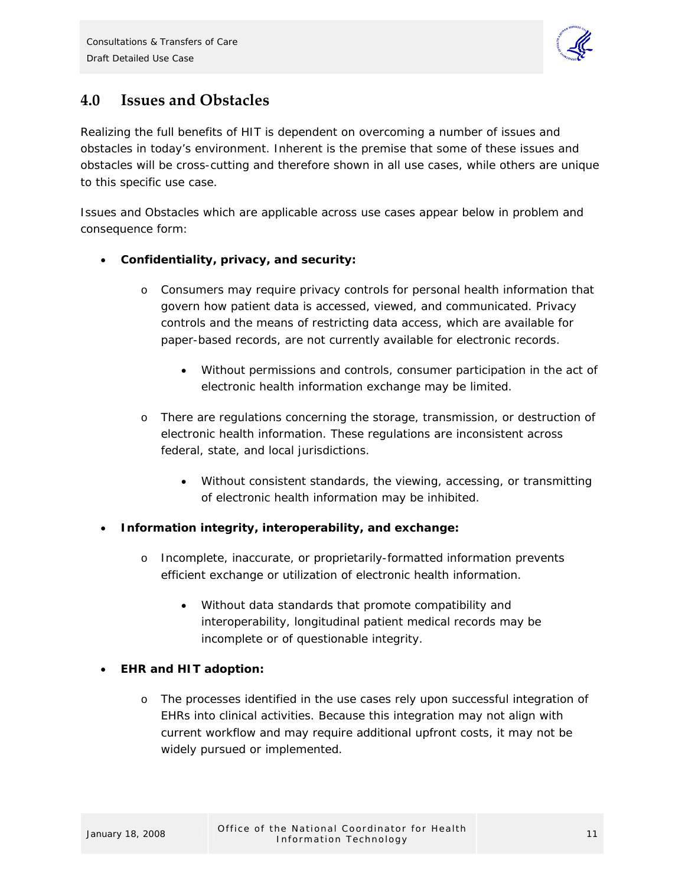## 4.0 Issues and Obstacles

Realizing the full benefits of HIT is dependent on overcoming a number of issues and obstacles in today's environment. Inherent is the premise that some of these issues and obstacles will be cross-cutting and therefore shown in all use cases, while others are unique to this specific use case.

Issues and Obstacles which are applicable across use cases appear below in problem and consequence form:

- **Confidentiality, privacy, and security:**
  - Consumers may require privacy controls for personal health information that govern how patient data is accessed, viewed, and communicated. Privacy controls and the means of restricting data access, which are available for paper-based records, are not currently available for electronic records.
    - Without permissions and controls, consumer participation in the act of electronic health information exchange may be limited.
  - There are regulations concerning the storage, transmission, or destruction of electronic health information. These regulations are inconsistent across federal, state, and local jurisdictions.
    - Without consistent standards, the viewing, accessing, or transmitting of electronic health information may be inhibited.
- **Information integrity, interoperability, and exchange:**
  - Incomplete, inaccurate, or proprietarily-formatted information prevents efficient exchange or utilization of electronic health information.
    - Without data standards that promote compatibility and interoperability, longitudinal patient medical records may be incomplete or of questionable integrity.
- **EHR and HIT adoption:**
  - The processes identified in the use cases rely upon successful integration of EHRs into clinical activities. Because this integration may not align with current workflow and may require additional upfront costs, it may not be widely pursued or implemented.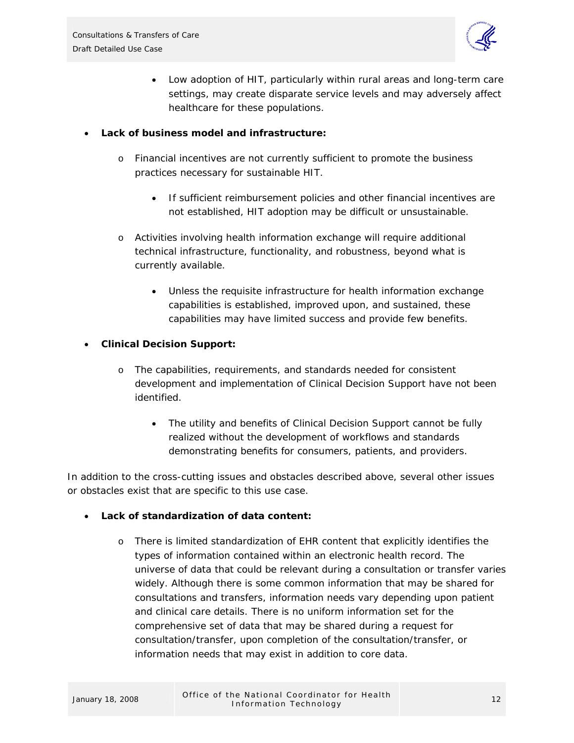- Low adoption of HIT, particularly within rural areas and long-term care settings, may create disparate service levels and may adversely affect healthcare for these populations.

- **Lack of business model and infrastructure:**
    - Financial incentives are not currently sufficient to promote the business practices necessary for sustainable HIT.
        - If sufficient reimbursement policies and other financial incentives are not established, HIT adoption may be difficult or unsustainable.
    - Activities involving health information exchange will require additional technical infrastructure, functionality, and robustness, beyond what is currently available.
        - Unless the requisite infrastructure for health information exchange capabilities is established, improved upon, and sustained, these capabilities may have limited success and provide few benefits.
- **Clinical Decision Support:**
    - The capabilities, requirements, and standards needed for consistent development and implementation of Clinical Decision Support have not been identified.
        - The utility and benefits of Clinical Decision Support cannot be fully realized without the development of workflows and standards demonstrating benefits for consumers, patients, and providers.

In addition to the cross-cutting issues and obstacles described above, several other issues or obstacles exist that are specific to this use case.

- **Lack of standardization of data content:**
    - There is limited standardization of EHR content that explicitly identifies the types of information contained within an electronic health record. The universe of data that could be relevant during a consultation or transfer varies widely. Although there is some common information that may be shared for consultations and transfers, information needs vary depending upon patient and clinical care details. There is no uniform information set for the comprehensive set of data that may be shared during a request for consultation/transfer, upon completion of the consultation/transfer, or information needs that may exist in addition to core data.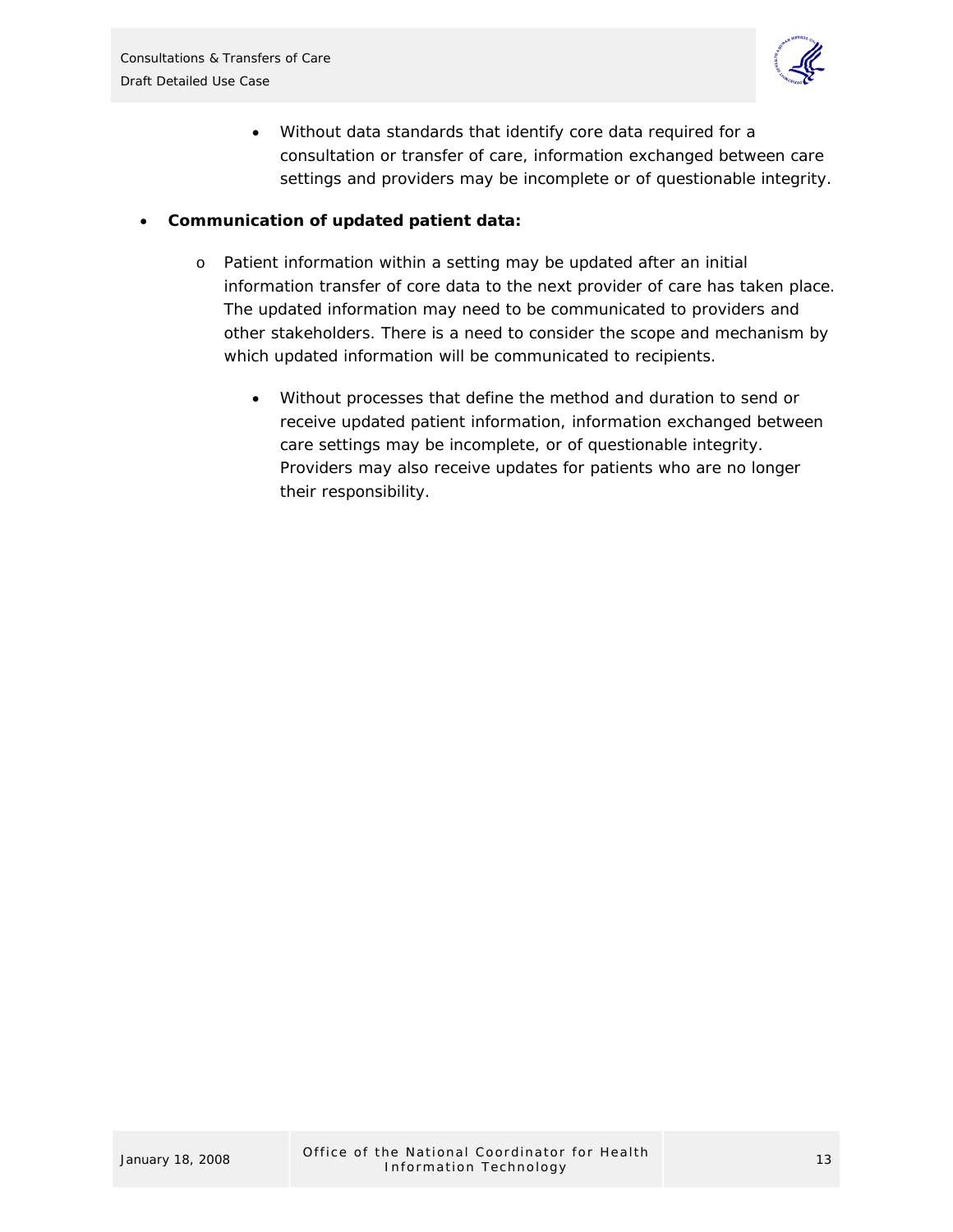- Without data standards that identify core data required for a consultation or transfer of care, information exchanged between care settings and providers may be incomplete or of questionable integrity.

- **Communication of updated patient data:**
    - Patient information within a setting may be updated after an initial information transfer of core data to the next provider of care has taken place. The updated information may need to be communicated to providers and other stakeholders. There is a need to consider the scope and mechanism by which updated information will be communicated to recipients.
        - Without processes that define the method and duration to send or receive updated patient information, information exchanged between care settings may be incomplete, or of questionable integrity. Providers may also receive updates for patients who are no longer their responsibility.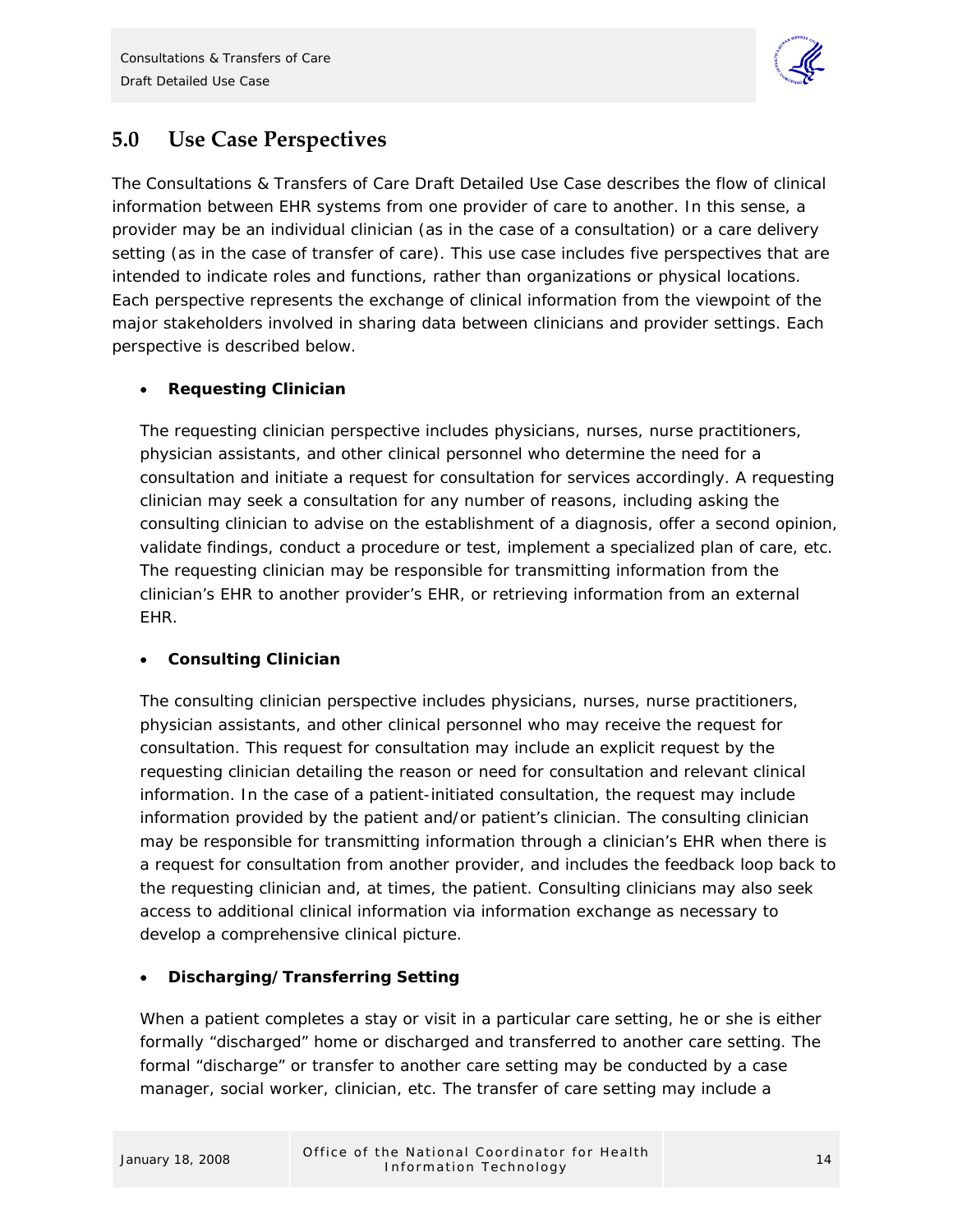## 5.0 Use Case Perspectives

The Consultations & Transfers of Care Draft Detailed Use Case describes the flow of clinical information between EHR systems from one provider of care to another. In this sense, a provider may be an individual clinician (as in the case of a consultation) or a care delivery setting (as in the case of transfer of care). This use case includes five perspectives that are intended to indicate roles and functions, rather than organizations or physical locations. Each perspective represents the exchange of clinical information from the viewpoint of the major stakeholders involved in sharing data between clinicians and provider settings. Each perspective is described below.

- **Requesting Clinician**

  The requesting clinician perspective includes physicians, nurses, nurse practitioners, physician assistants, and other clinical personnel who determine the need for a consultation and initiate a request for consultation for services accordingly. A requesting clinician may seek a consultation for any number of reasons, including asking the consulting clinician to advise on the establishment of a diagnosis, offer a second opinion, validate findings, conduct a procedure or test, implement a specialized plan of care, etc. The requesting clinician may be responsible for transmitting information from the clinician's EHR to another provider's EHR, or retrieving information from an external EHR.

- **Consulting Clinician**

  The consulting clinician perspective includes physicians, nurses, nurse practitioners, physician assistants, and other clinical personnel who may receive the request for consultation. This request for consultation may include an explicit request by the requesting clinician detailing the reason or need for consultation and relevant clinical information. In the case of a patient-initiated consultation, the request may include information provided by the patient and/or patient's clinician. The consulting clinician may be responsible for transmitting information through a clinician's EHR when there is a request for consultation from another provider, and includes the feedback loop back to the requesting clinician and, at times, the patient. Consulting clinicians may also seek access to additional clinical information via information exchange as necessary to develop a comprehensive clinical picture.

- **Discharging/Transferring Setting**

  When a patient completes a stay or visit in a particular care setting, he or she is either formally "discharged" home or discharged and transferred to another care setting. The formal "discharge" or transfer to another care setting may be conducted by a case manager, social worker, clinician, etc. The transfer of care setting may include a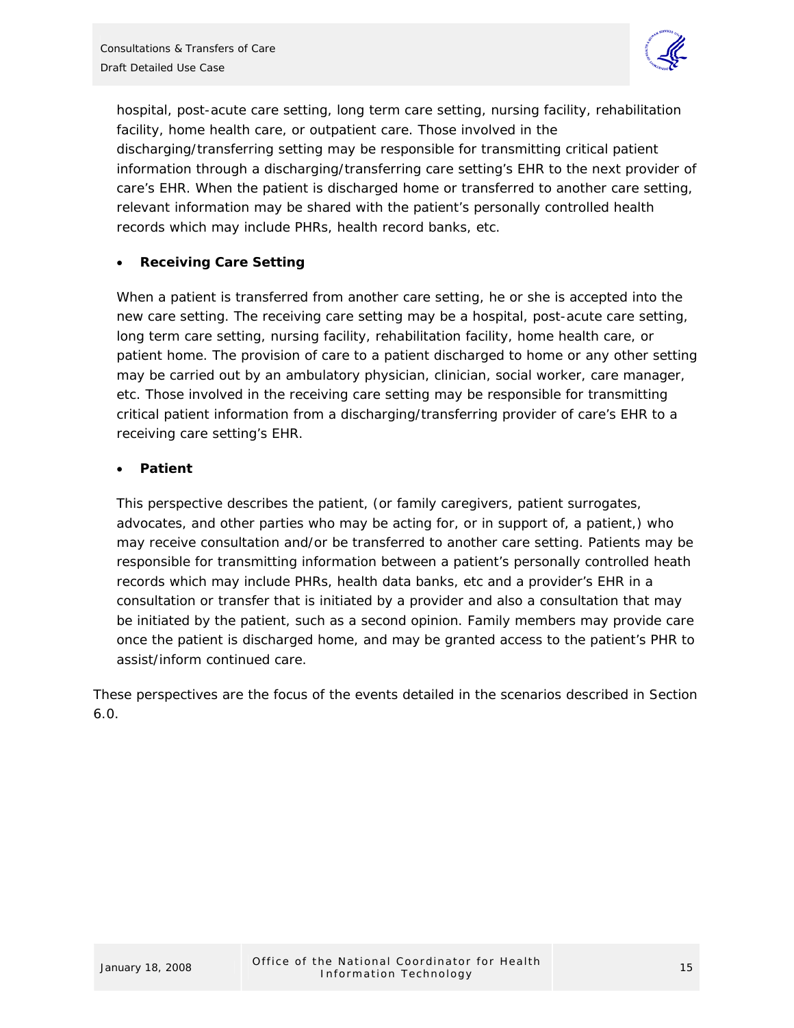hospital, post-acute care setting, long term care setting, nursing facility, rehabilitation facility, home health care, or outpatient care. Those involved in the discharging/transferring setting may be responsible for transmitting critical patient information through a discharging/transferring care setting's EHR to the next provider of care's EHR. When the patient is discharged home or transferred to another care setting, relevant information may be shared with the patient's personally controlled health records which may include PHRs, health record banks, etc.

- **Receiving Care Setting**

  When a patient is transferred from another care setting, he or she is accepted into the new care setting. The receiving care setting may be a hospital, post-acute care setting, long term care setting, nursing facility, rehabilitation facility, home health care, or patient home. The provision of care to a patient discharged to home or any other setting may be carried out by an ambulatory physician, clinician, social worker, care manager, etc. Those involved in the receiving care setting may be responsible for transmitting critical patient information from a discharging/transferring provider of care's EHR to a receiving care setting's EHR.

- **Patient**

  This perspective describes the patient, (or family caregivers, patient surrogates, advocates, and other parties who may be acting for, or in support of, a patient,) who may receive consultation and/or be transferred to another care setting. Patients may be responsible for transmitting information between a patient's personally controlled heath records which may include PHRs, health data banks, etc and a provider's EHR in a consultation or transfer that is initiated by a provider and also a consultation that may be initiated by the patient, such as a second opinion. Family members may provide care once the patient is discharged home, and may be granted access to the patient's PHR to assist/inform continued care.

These perspectives are the focus of the events detailed in the scenarios described in Section 6.0.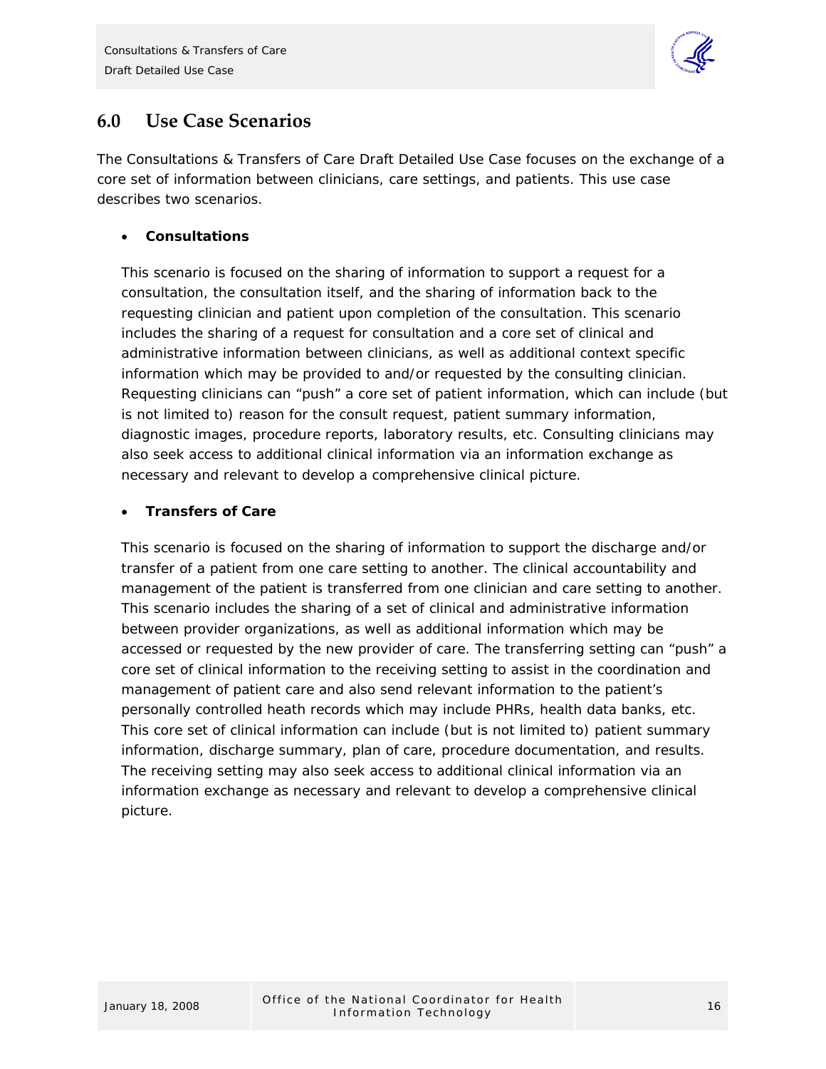## 6.0 Use Case Scenarios

The Consultations & Transfers of Care Draft Detailed Use Case focuses on the exchange of a core set of information between clinicians, care settings, and patients. This use case describes two scenarios.

- **Consultations**

  This scenario is focused on the sharing of information to support a request for a consultation, the consultation itself, and the sharing of information back to the requesting clinician and patient upon completion of the consultation. This scenario includes the sharing of a request for consultation and a core set of clinical and administrative information between clinicians, as well as additional context specific information which may be provided to and/or requested by the consulting clinician. Requesting clinicians can "push" a core set of patient information, which can include (but is not limited to) reason for the consult request, patient summary information, diagnostic images, procedure reports, laboratory results, etc. Consulting clinicians may also seek access to additional clinical information via an information exchange as necessary and relevant to develop a comprehensive clinical picture.

- **Transfers of Care**

  This scenario is focused on the sharing of information to support the discharge and/or transfer of a patient from one care setting to another. The clinical accountability and management of the patient is transferred from one clinician and care setting to another. This scenario includes the sharing of a set of clinical and administrative information between provider organizations, as well as additional information which may be accessed or requested by the new provider of care. The transferring setting can "push" a core set of clinical information to the receiving setting to assist in the coordination and management of patient care and also send relevant information to the patient's personally controlled heath records which may include PHRs, health data banks, etc. This core set of clinical information can include (but is not limited to) patient summary information, discharge summary, plan of care, procedure documentation, and results. The receiving setting may also seek access to additional clinical information via an information exchange as necessary and relevant to develop a comprehensive clinical picture.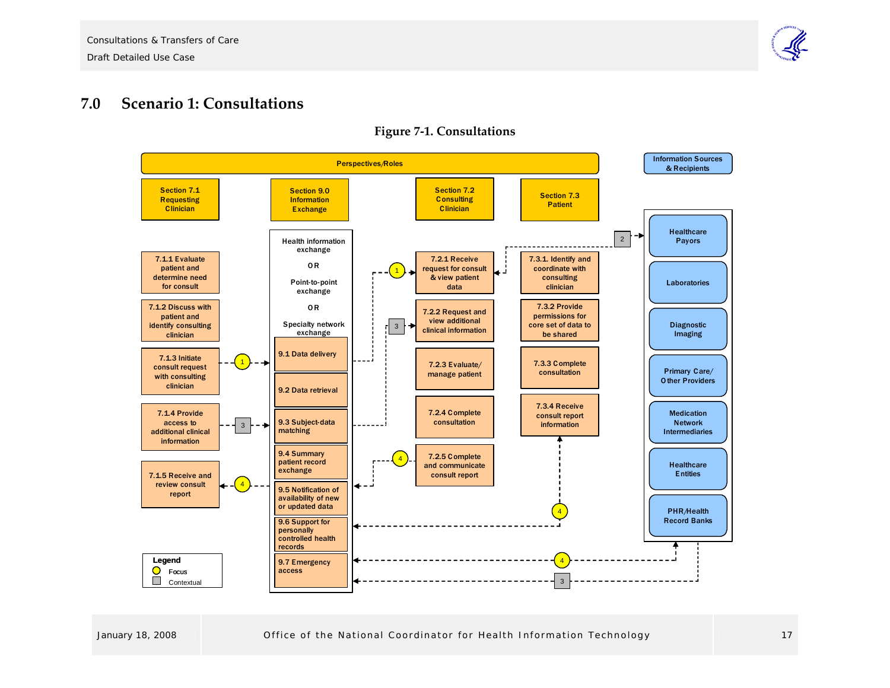# 7.0 Scenario 1: Consultations

**Figure 7-1. Consultations**

**Perspectives/Roles**

| Section 7.1 Requesting Clinician | Section 9.0 Information Exchange | Section 7.2 Consulting Clinician | Section 7.3 Patient |
|---|---|---|---|
| 7.1.1 Evaluate patient and determine need for consult | Health information exchange OR Point-to-point exchange OR Specialty network exchange | 7.2.1 Receive request for consult & view patient data | 7.3.1. Identify and coordinate with consulting clinician |
| 7.1.2 Discuss with patient and identify consulting clinician | 9.1 Data delivery | 7.2.2 Request and view additional clinical information | 7.3.2 Provide permissions for core set of data to be shared |
| 7.1.3 Initiate consult request with consulting clinician | 9.2 Data retrieval | 7.2.3 Evaluate/ manage patient | 7.3.3 Complete consultation |
| 7.1.4 Provide access to additional clinical information | 9.3 Subject-data matching | 7.2.4 Complete consultation | 7.3.4 Receive consult report information |
| 7.1.5 Receive and review consult report | 9.4 Summary patient record exchange | 7.2.5 Complete and communicate consult report | |
| | 9.5 Notification of availability of new or updated data | | |
| | 9.6 Support for personally controlled health records | | |
| | 9.7 Emergency access | | |

**Information Sources & Recipients**

- Healthcare Payors
- Laboratories
- Diagnostic Imaging
- Primary Care/ Other Providers
- Medication Network Intermediaries
- Healthcare Entities
- PHR/Health Record Banks

**Legend**

- Focus
- Contextual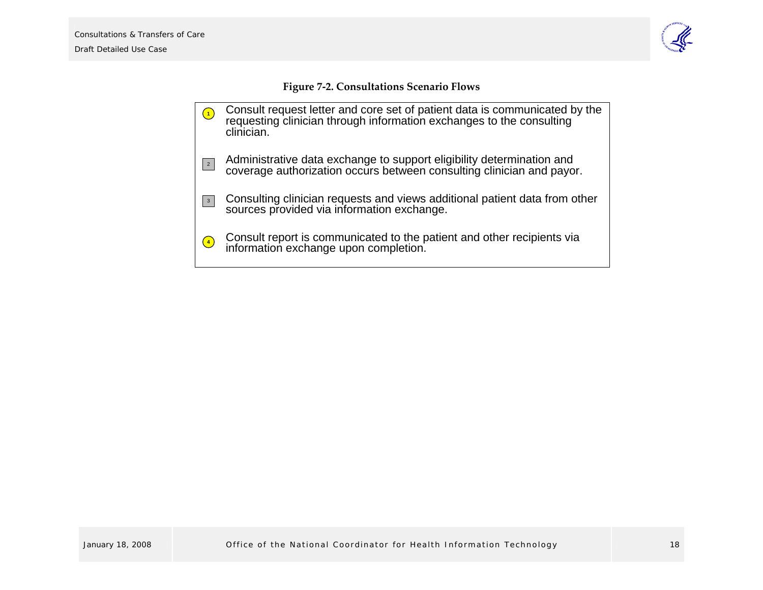**Figure 7-2. Consultations Scenario Flows**

1. Consult request letter and core set of patient data is communicated by the requesting clinician through information exchanges to the consulting clinician.

2. Administrative data exchange to support eligibility determination and coverage authorization occurs between consulting clinician and payor.

3. Consulting clinician requests and views additional patient data from other sources provided via information exchange.

4. Consult report is communicated to the patient and other recipients via information exchange upon completion.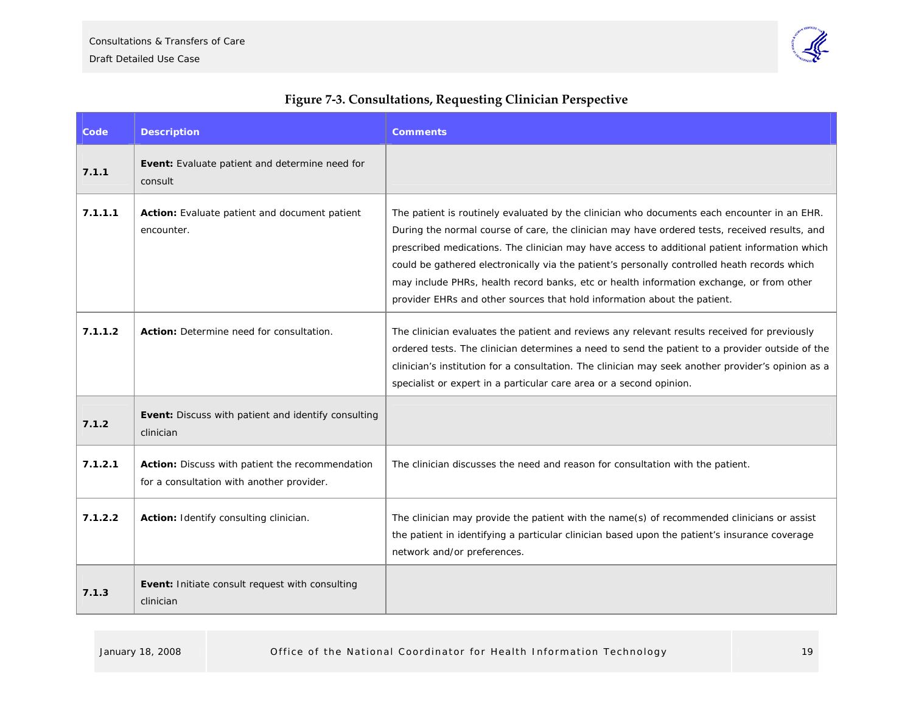**Figure 7-3. Consultations, Requesting Clinician Perspective**

| Code | Description | Comments |
|---|---|---|
| **7.1.1** | **Event:** Evaluate patient and determine need for consult | |
| **7.1.1.1** | **Action:** Evaluate patient and document patient encounter. | The patient is routinely evaluated by the clinician who documents each encounter in an EHR. During the normal course of care, the clinician may have ordered tests, received results, and prescribed medications. The clinician may have access to additional patient information which could be gathered electronically via the patient's personally controlled heath records which may include PHRs, health record banks, etc or health information exchange, or from other provider EHRs and other sources that hold information about the patient. |
| **7.1.1.2** | **Action:** Determine need for consultation. | The clinician evaluates the patient and reviews any relevant results received for previously ordered tests. The clinician determines a need to send the patient to a provider outside of the clinician's institution for a consultation. The clinician may seek another provider's opinion as a specialist or expert in a particular care area or a second opinion. |
| **7.1.2** | **Event:** Discuss with patient and identify consulting clinician | |
| **7.1.2.1** | **Action:** Discuss with patient the recommendation for a consultation with another provider. | The clinician discusses the need and reason for consultation with the patient. |
| **7.1.2.2** | **Action:** Identify consulting clinician. | The clinician may provide the patient with the name(s) of recommended clinicians or assist the patient in identifying a particular clinician based upon the patient's insurance coverage network and/or preferences. |
| **7.1.3** | **Event:** Initiate consult request with consulting clinician | |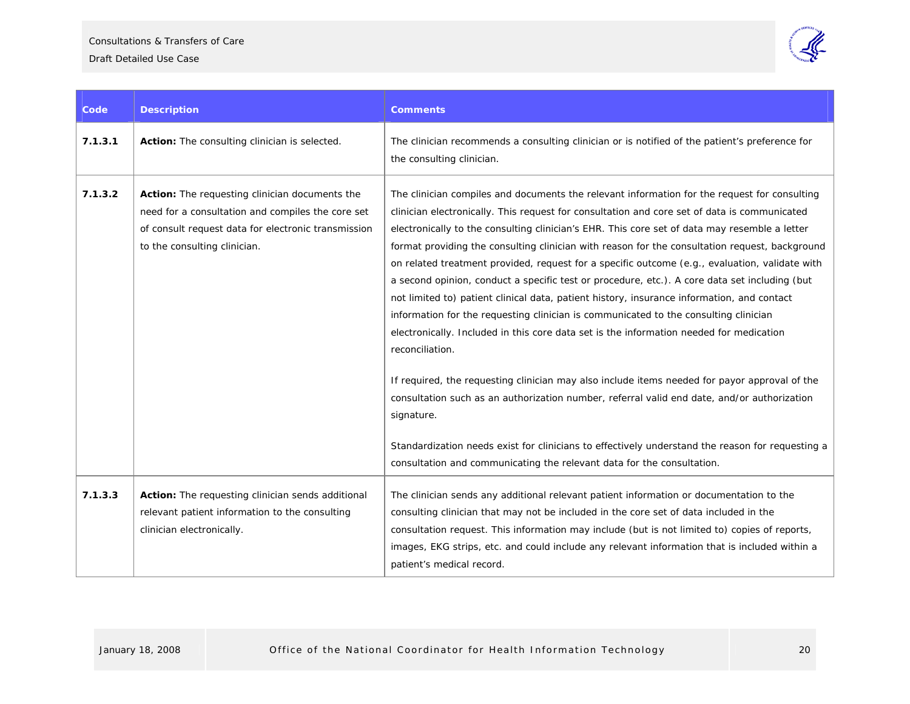| Code | Description | Comments |
| --- | --- | --- |
| **7.1.3.1** | **Action:** The consulting clinician is selected. | The clinician recommends a consulting clinician or is notified of the patient's preference for the consulting clinician. |
| **7.1.3.2** | **Action:** The requesting clinician documents the need for a consultation and compiles the core set of consult request data for electronic transmission to the consulting clinician. | The clinician compiles and documents the relevant information for the request for consulting clinician electronically. This request for consultation and core set of data is communicated electronically to the consulting clinician's EHR. This core set of data may resemble a letter format providing the consulting clinician with reason for the consultation request, background on related treatment provided, request for a specific outcome (e.g., evaluation, validate with a second opinion, conduct a specific test or procedure, etc.). A core data set including (but not limited to) patient clinical data, patient history, insurance information, and contact information for the requesting clinician is communicated to the consulting clinician electronically. Included in this core data set is the information needed for medication reconciliation.<br><br>If required, the requesting clinician may also include items needed for payor approval of the consultation such as an authorization number, referral valid end date, and/or authorization signature.<br><br>Standardization needs exist for clinicians to effectively understand the reason for requesting a consultation and communicating the relevant data for the consultation. |
| **7.1.3.3** | **Action:** The requesting clinician sends additional relevant patient information to the consulting clinician electronically. | The clinician sends any additional relevant patient information or documentation to the consulting clinician that may not be included in the core set of data included in the consultation request. This information may include (but is not limited to) copies of reports, images, EKG strips, etc. and could include any relevant information that is included within a patient's medical record. |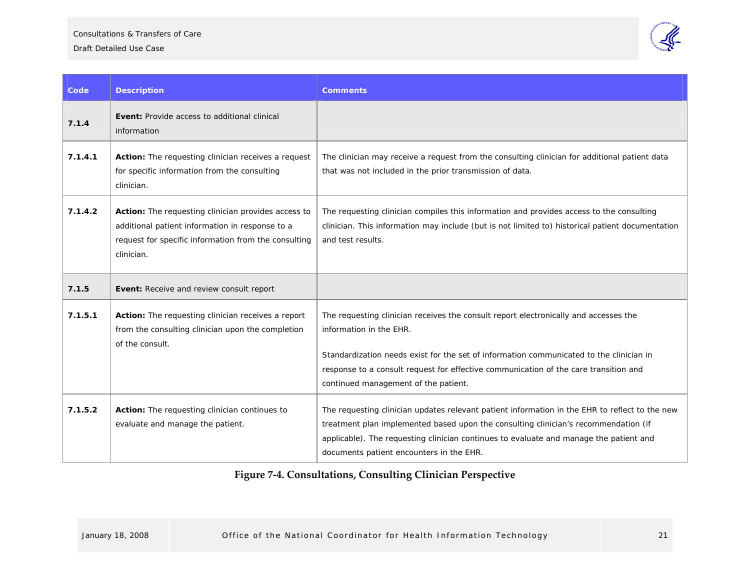| Code | Description | Comments |
|---|---|---|
| **7.1.4** | **Event:** Provide access to additional clinical information | |
| **7.1.4.1** | **Action:** The requesting clinician receives a request for specific information from the consulting clinician. | The clinician may receive a request from the consulting clinician for additional patient data that was not included in the prior transmission of data. |
| **7.1.4.2** | **Action:** The requesting clinician provides access to additional patient information in response to a request for specific information from the consulting clinician. | The requesting clinician compiles this information and provides access to the consulting clinician. This information may include (but is not limited to) historical patient documentation and test results. |
| **7.1.5** | **Event:** Receive and review consult report | |
| **7.1.5.1** | **Action:** The requesting clinician receives a report from the consulting clinician upon the completion of the consult. | The requesting clinician receives the consult report electronically and accesses the information in the EHR.<br><br>Standardization needs exist for the set of information communicated to the clinician in response to a consult request for effective communication of the care transition and continued management of the patient. |
| **7.1.5.2** | **Action:** The requesting clinician continues to evaluate and manage the patient. | The requesting clinician updates relevant patient information in the EHR to reflect to the new treatment plan implemented based upon the consulting clinician's recommendation (if applicable). The requesting clinician continues to evaluate and manage the patient and documents patient encounters in the EHR. |

**Figure 7-4. Consultations, Consulting Clinician Perspective**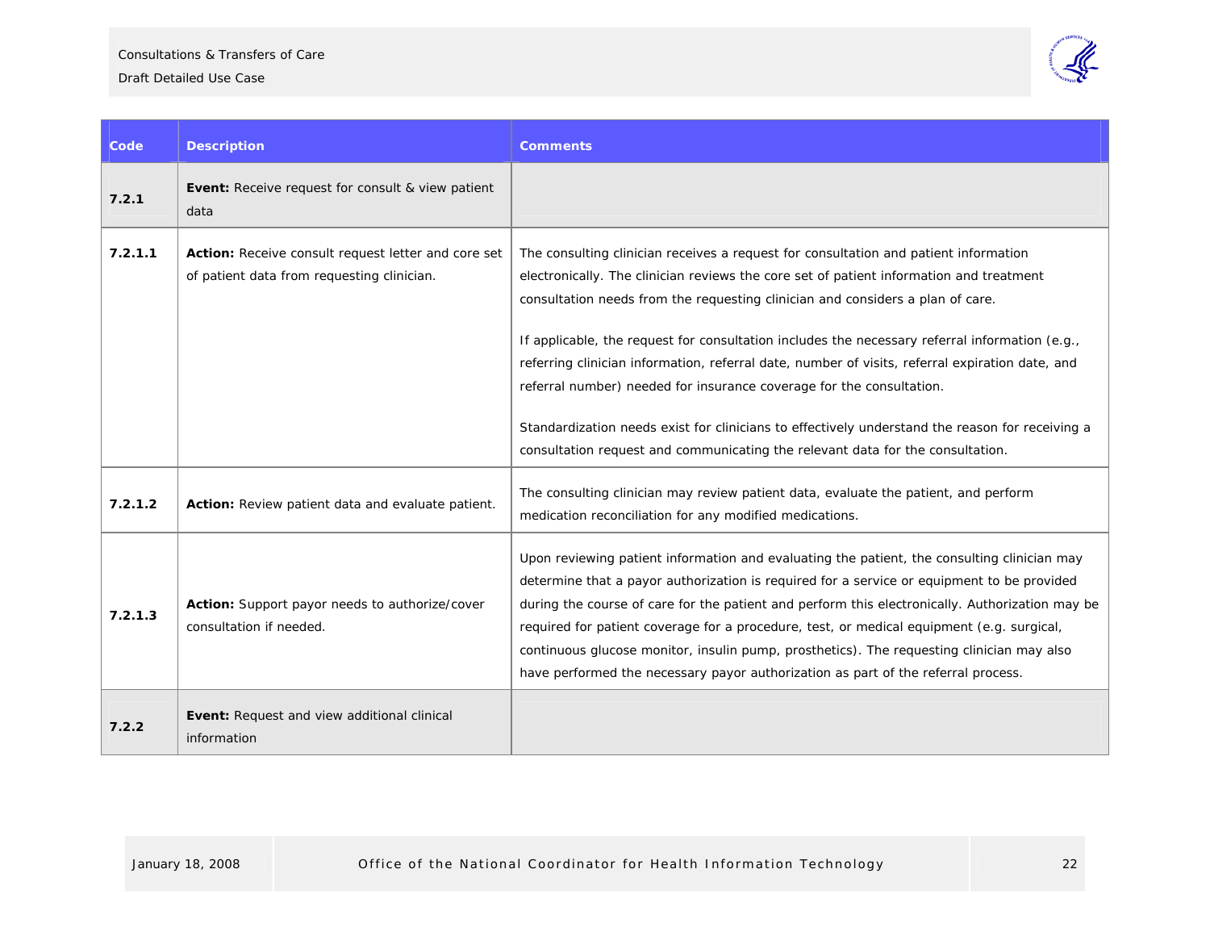| Code | Description | Comments |
|---|---|---|
| **7.2.1** | **Event:** Receive request for consult & view patient data | |
| **7.2.1.1** | **Action:** Receive consult request letter and core set of patient data from requesting clinician. | The consulting clinician receives a request for consultation and patient information electronically. The clinician reviews the core set of patient information and treatment consultation needs from the requesting clinician and considers a plan of care.<br><br>If applicable, the request for consultation includes the necessary referral information (e.g., referring clinician information, referral date, number of visits, referral expiration date, and referral number) needed for insurance coverage for the consultation.<br><br>Standardization needs exist for clinicians to effectively understand the reason for receiving a consultation request and communicating the relevant data for the consultation. |
| **7.2.1.2** | **Action:** Review patient data and evaluate patient. | The consulting clinician may review patient data, evaluate the patient, and perform medication reconciliation for any modified medications. |
| **7.2.1.3** | **Action:** Support payor needs to authorize/cover consultation if needed. | Upon reviewing patient information and evaluating the patient, the consulting clinician may determine that a payor authorization is required for a service or equipment to be provided during the course of care for the patient and perform this electronically. Authorization may be required for patient coverage for a procedure, test, or medical equipment (e.g. surgical, continuous glucose monitor, insulin pump, prosthetics). The requesting clinician may also have performed the necessary payor authorization as part of the referral process. |
| **7.2.2** | **Event:** Request and view additional clinical information | |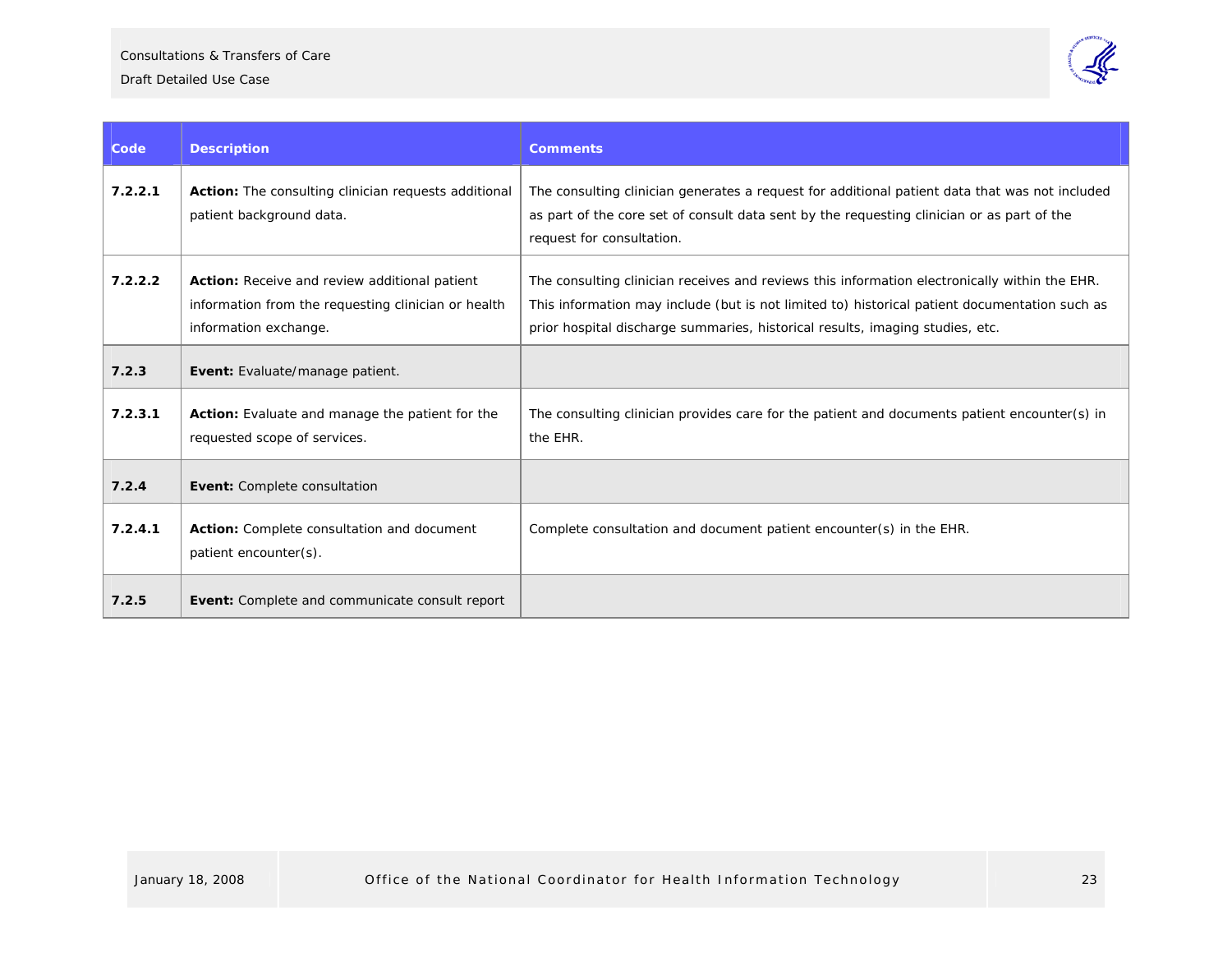| Code | Description | Comments |
| --- | --- | --- |
| **7.2.2.1** | **Action:** The consulting clinician requests additional patient background data. | The consulting clinician generates a request for additional patient data that was not included as part of the core set of consult data sent by the requesting clinician or as part of the request for consultation. |
| **7.2.2.2** | **Action:** Receive and review additional patient information from the requesting clinician or health information exchange. | The consulting clinician receives and reviews this information electronically within the EHR. This information may include (but is not limited to) historical patient documentation such as prior hospital discharge summaries, historical results, imaging studies, etc. |
| **7.2.3** | **Event:** Evaluate/manage patient. | |
| **7.2.3.1** | **Action:** Evaluate and manage the patient for the requested scope of services. | The consulting clinician provides care for the patient and documents patient encounter(s) in the EHR. |
| **7.2.4** | **Event:** Complete consultation | |
| **7.2.4.1** | **Action:** Complete consultation and document patient encounter(s). | Complete consultation and document patient encounter(s) in the EHR. |
| **7.2.5** | **Event:** Complete and communicate consult report | |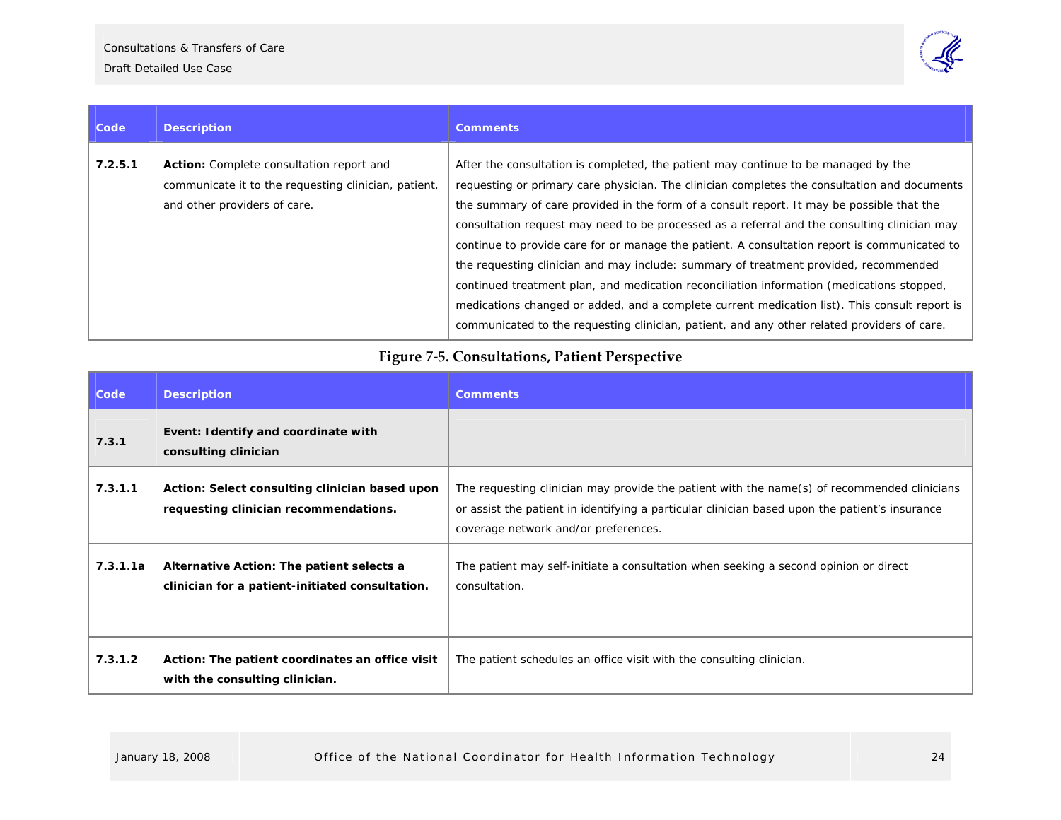| Code | Description | Comments |
|---|---|---|
| 7.2.5.1 | **Action:** Complete consultation report and communicate it to the requesting clinician, patient, and other providers of care. | After the consultation is completed, the patient may continue to be managed by the requesting or primary care physician. The clinician completes the consultation and documents the summary of care provided in the form of a consult report. It may be possible that the consultation request may need to be processed as a referral and the consulting clinician may continue to provide care for or manage the patient. A consultation report is communicated to the requesting clinician and may include: summary of treatment provided, recommended continued treatment plan, and medication reconciliation information (medications stopped, medications changed or added, and a complete current medication list). This consult report is communicated to the requesting clinician, patient, and any other related providers of care. |

**Figure 7-5. Consultations, Patient Perspective**

| Code | Description | Comments |
|---|---|---|
| **7.3.1** | **Event: Identify and coordinate with consulting clinician** | |
| 7.3.1.1 | **Action: Select consulting clinician based upon requesting clinician recommendations.** | The requesting clinician may provide the patient with the name(s) of recommended clinicians or assist the patient in identifying a particular clinician based upon the patient's insurance coverage network and/or preferences. |
| 7.3.1.1a | **Alternative Action: The patient selects a clinician for a patient-initiated consultation.** | The patient may self-initiate a consultation when seeking a second opinion or direct consultation. |
| 7.3.1.2 | **Action: The patient coordinates an office visit with the consulting clinician.** | The patient schedules an office visit with the consulting clinician. |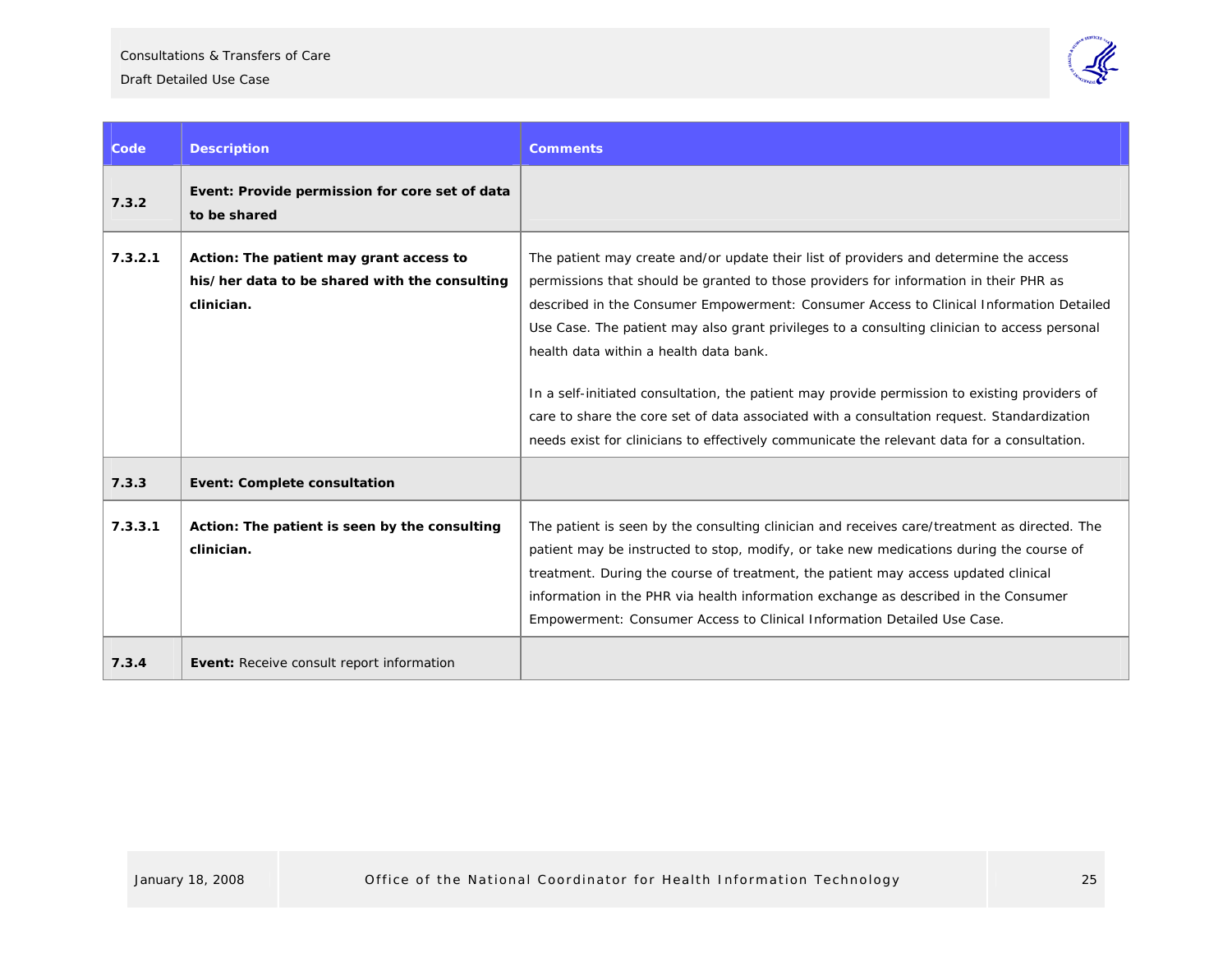| Code | Description | Comments |
| --- | --- | --- |
| **7.3.2** | **Event: Provide permission for core set of data to be shared** | |
| **7.3.2.1** | **Action: The patient may grant access to his/her data to be shared with the consulting clinician.** | The patient may create and/or update their list of providers and determine the access permissions that should be granted to those providers for information in their PHR as described in the Consumer Empowerment: Consumer Access to Clinical Information Detailed Use Case. The patient may also grant privileges to a consulting clinician to access personal health data within a health data bank.<br><br>In a self-initiated consultation, the patient may provide permission to existing providers of care to share the core set of data associated with a consultation request. Standardization needs exist for clinicians to effectively communicate the relevant data for a consultation. |
| **7.3.3** | **Event: Complete consultation** | |
| **7.3.3.1** | **Action: The patient is seen by the consulting clinician.** | The patient is seen by the consulting clinician and receives care/treatment as directed. The patient may be instructed to stop, modify, or take new medications during the course of treatment. During the course of treatment, the patient may access updated clinical information in the PHR via health information exchange as described in the Consumer Empowerment: Consumer Access to Clinical Information Detailed Use Case. |
| **7.3.4** | **Event:** Receive consult report information | |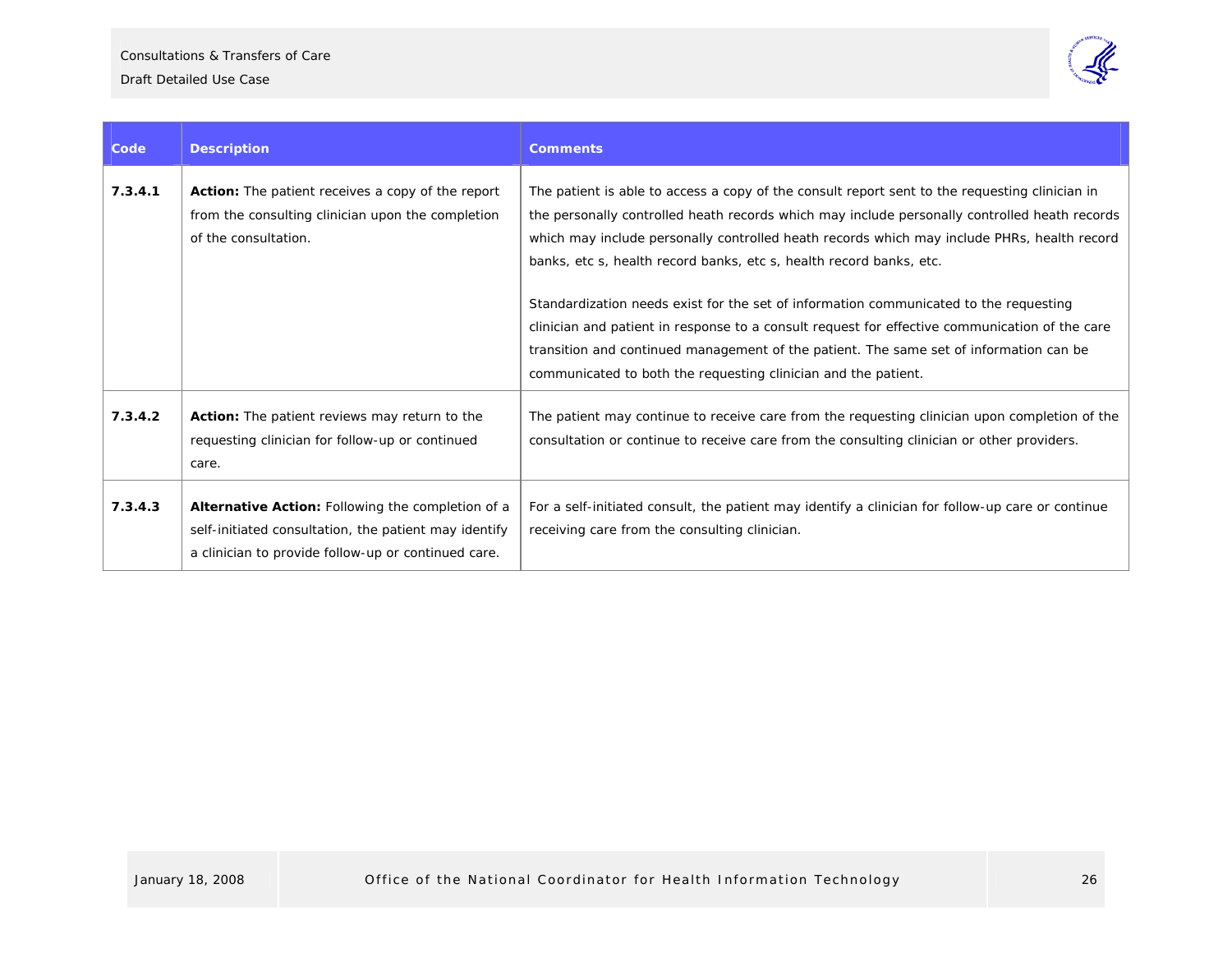| Code | Description | Comments |
| --- | --- | --- |
| 7.3.4.1 | **Action:** The patient receives a copy of the report from the consulting clinician upon the completion of the consultation. | The patient is able to access a copy of the consult report sent to the requesting clinician in the personally controlled heath records which may include personally controlled heath records which may include personally controlled heath records which may include PHRs, health record banks, etc s, health record banks, etc s, health record banks, etc.<br><br>Standardization needs exist for the set of information communicated to the requesting clinician and patient in response to a consult request for effective communication of the care transition and continued management of the patient. The same set of information can be communicated to both the requesting clinician and the patient. |
| 7.3.4.2 | **Action:** The patient reviews may return to the requesting clinician for follow-up or continued care. | The patient may continue to receive care from the requesting clinician upon completion of the consultation or continue to receive care from the consulting clinician or other providers. |
| 7.3.4.3 | **Alternative Action:** Following the completion of a self-initiated consultation, the patient may identify a clinician to provide follow-up or continued care. | For a self-initiated consult, the patient may identify a clinician for follow-up care or continue receiving care from the consulting clinician. |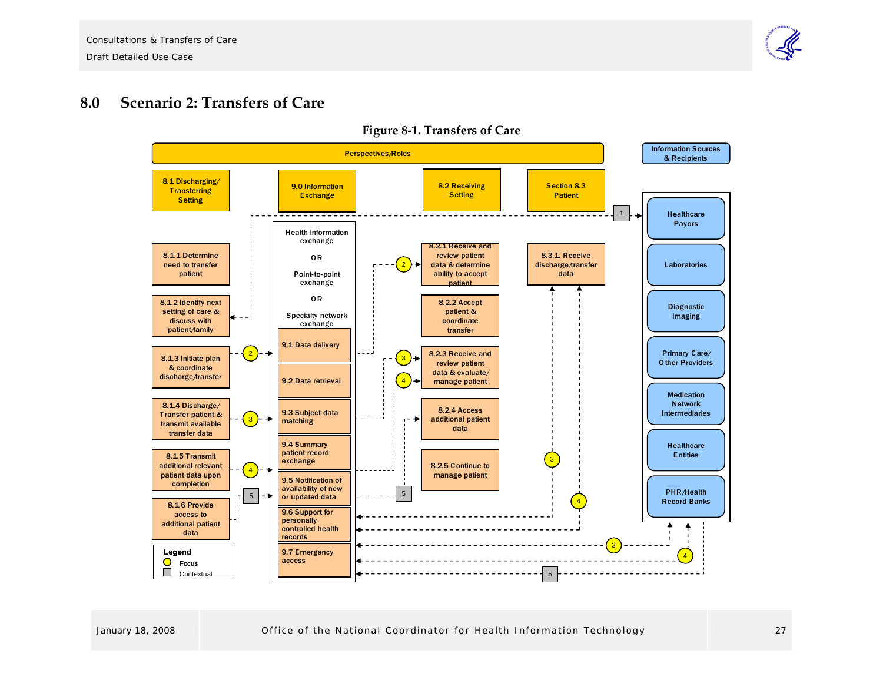# 8.0 Scenario 2: Transfers of Care

**Figure 8-1. Transfers of Care**

Perspectives/Roles

**8.1 Discharging/Transferring Setting**
- 8.1.1 Determine need to transfer patient
- 8.1.2 Identify next setting of care & discuss with patient/family
- 8.1.3 Initiate plan & coordinate discharge/transfer
- 8.1.4 Discharge/Transfer patient & transmit available transfer data
- 8.1.5 Transmit additional relevant patient data upon completion
- 8.1.6 Provide access to additional patient data

**9.0 Information Exchange**

Health information exchange

OR

Point-to-point exchange

OR

Specialty network exchange

- 9.1 Data delivery
- 9.2 Data retrieval
- 9.3 Subject-data matching
- 9.4 Summary patient record exchange
- 9.5 Notification of availability of new or updated data
- 9.6 Support for personally controlled health records
- 9.7 Emergency access

**8.2 Receiving Setting**
- 8.2.1 Receive and review patient data & determine ability to accept patient
- 8.2.2 Accept patient & coordinate transfer
- 8.2.3 Receive and review patient data & evaluate/manage patient
- 8.2.4 Access additional patient data
- 8.2.5 Continue to manage patient

**Section 8.3 Patient**
- 8.3.1. Receive discharge/transfer data

**Information Sources & Recipients**
- Healthcare Payors
- Laboratories
- Diagnostic Imaging
- Primary Care/Other Providers
- Medication Network Intermediaries
- Healthcare Entities
- PHR/Health Record Banks

Legend
- Focus
- Contextual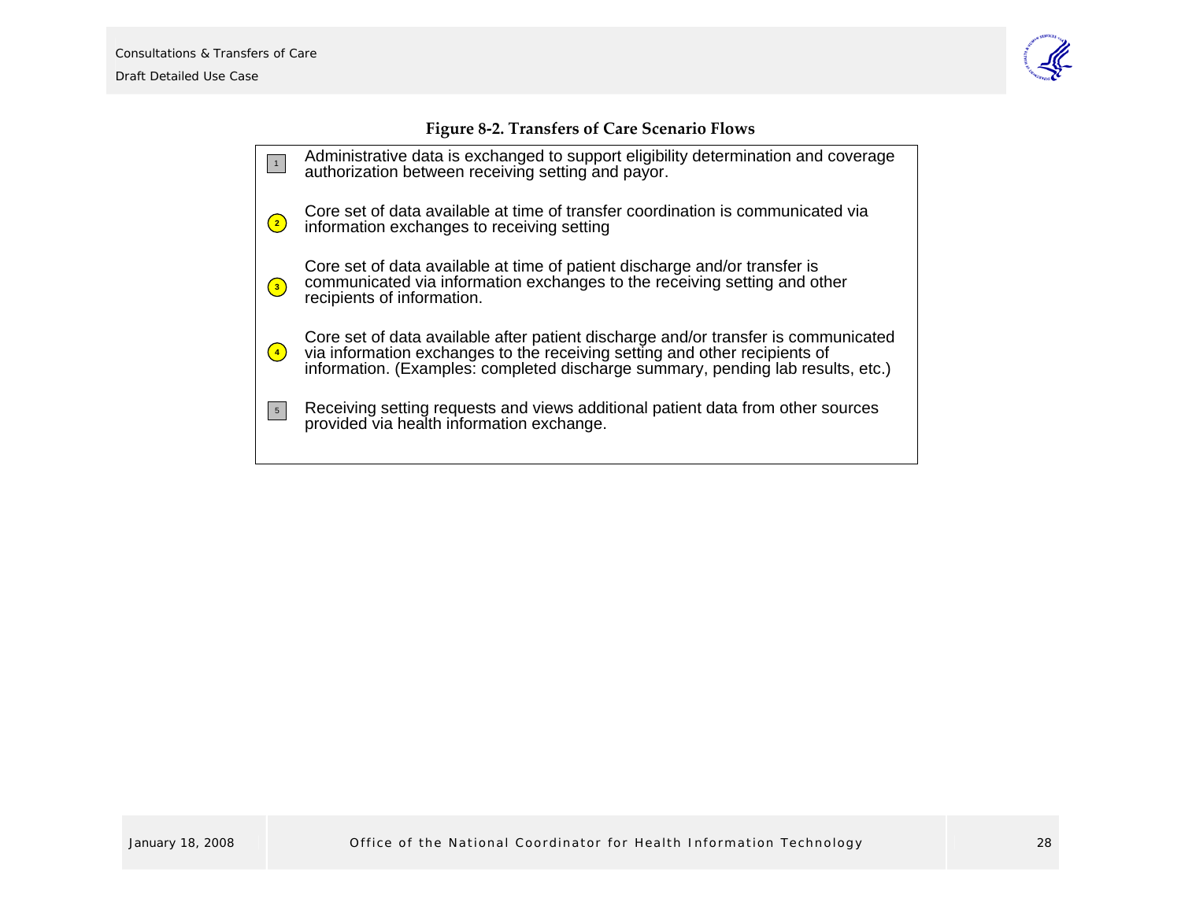**Figure 8-2. Transfers of Care Scenario Flows**

1. Administrative data is exchanged to support eligibility determination and coverage authorization between receiving setting and payor.

2. Core set of data available at time of transfer coordination is communicated via information exchanges to receiving setting

3. Core set of data available at time of patient discharge and/or transfer is communicated via information exchanges to the receiving setting and other recipients of information.

4. Core set of data available after patient discharge and/or transfer is communicated via information exchanges to the receiving setting and other recipients of information. (Examples: completed discharge summary, pending lab results, etc.)

5. Receiving setting requests and views additional patient data from other sources provided via health information exchange.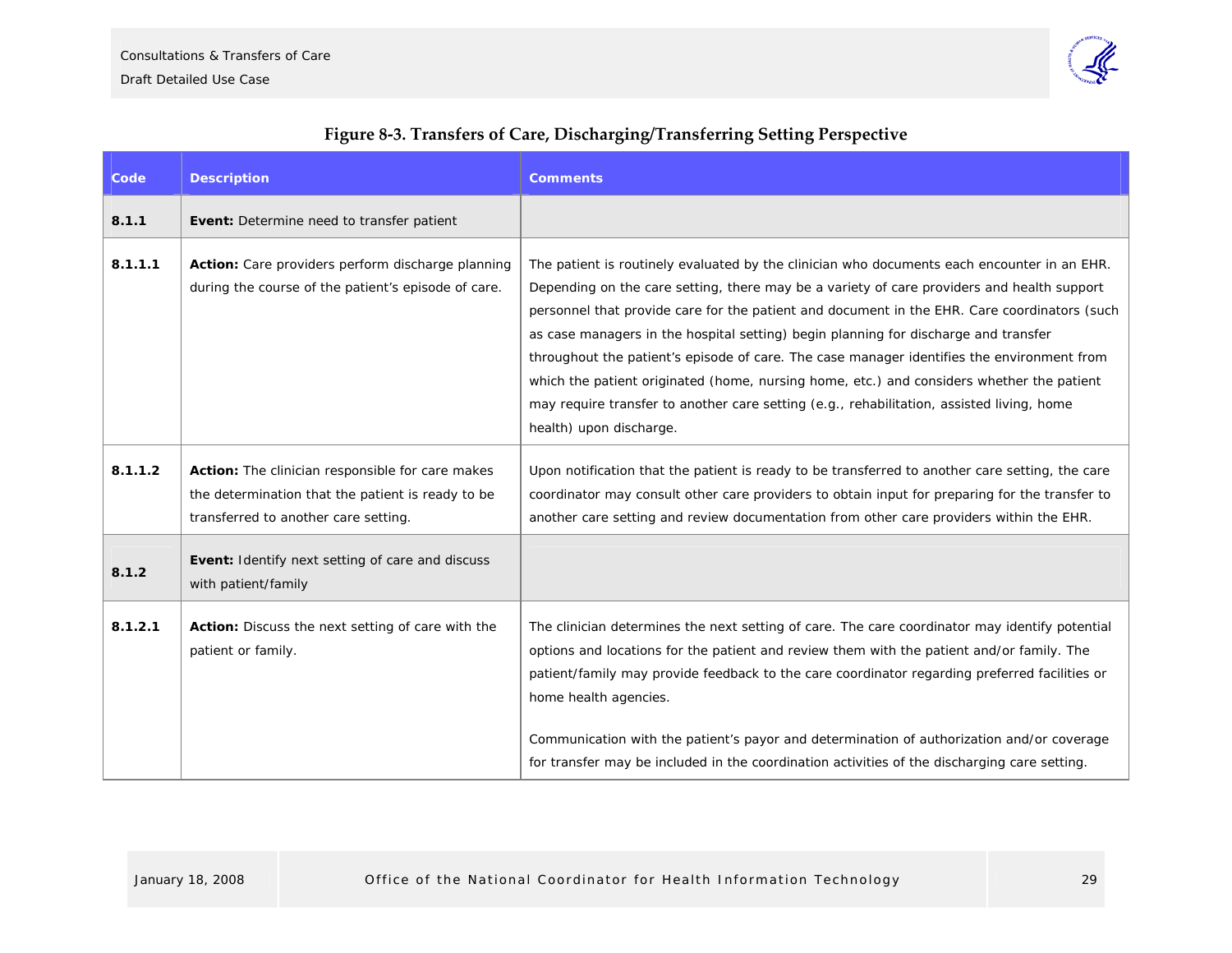**Figure 8-3. Transfers of Care, Discharging/Transferring Setting Perspective**

| Code | Description | Comments |
|---|---|---|
| **8.1.1** | **Event:** Determine need to transfer patient | |
| **8.1.1.1** | **Action:** Care providers perform discharge planning during the course of the patient's episode of care. | The patient is routinely evaluated by the clinician who documents each encounter in an EHR. Depending on the care setting, there may be a variety of care providers and health support personnel that provide care for the patient and document in the EHR. Care coordinators (such as case managers in the hospital setting) begin planning for discharge and transfer throughout the patient's episode of care. The case manager identifies the environment from which the patient originated (home, nursing home, etc.) and considers whether the patient may require transfer to another care setting (e.g., rehabilitation, assisted living, home health) upon discharge. |
| **8.1.1.2** | **Action:** The clinician responsible for care makes the determination that the patient is ready to be transferred to another care setting. | Upon notification that the patient is ready to be transferred to another care setting, the care coordinator may consult other care providers to obtain input for preparing for the transfer to another care setting and review documentation from other care providers within the EHR. |
| **8.1.2** | **Event:** Identify next setting of care and discuss with patient/family | |
| **8.1.2.1** | **Action:** Discuss the next setting of care with the patient or family. | The clinician determines the next setting of care. The care coordinator may identify potential options and locations for the patient and review them with the patient and/or family. The patient/family may provide feedback to the care coordinator regarding preferred facilities or home health agencies.<br><br>Communication with the patient's payor and determination of authorization and/or coverage for transfer may be included in the coordination activities of the discharging care setting. |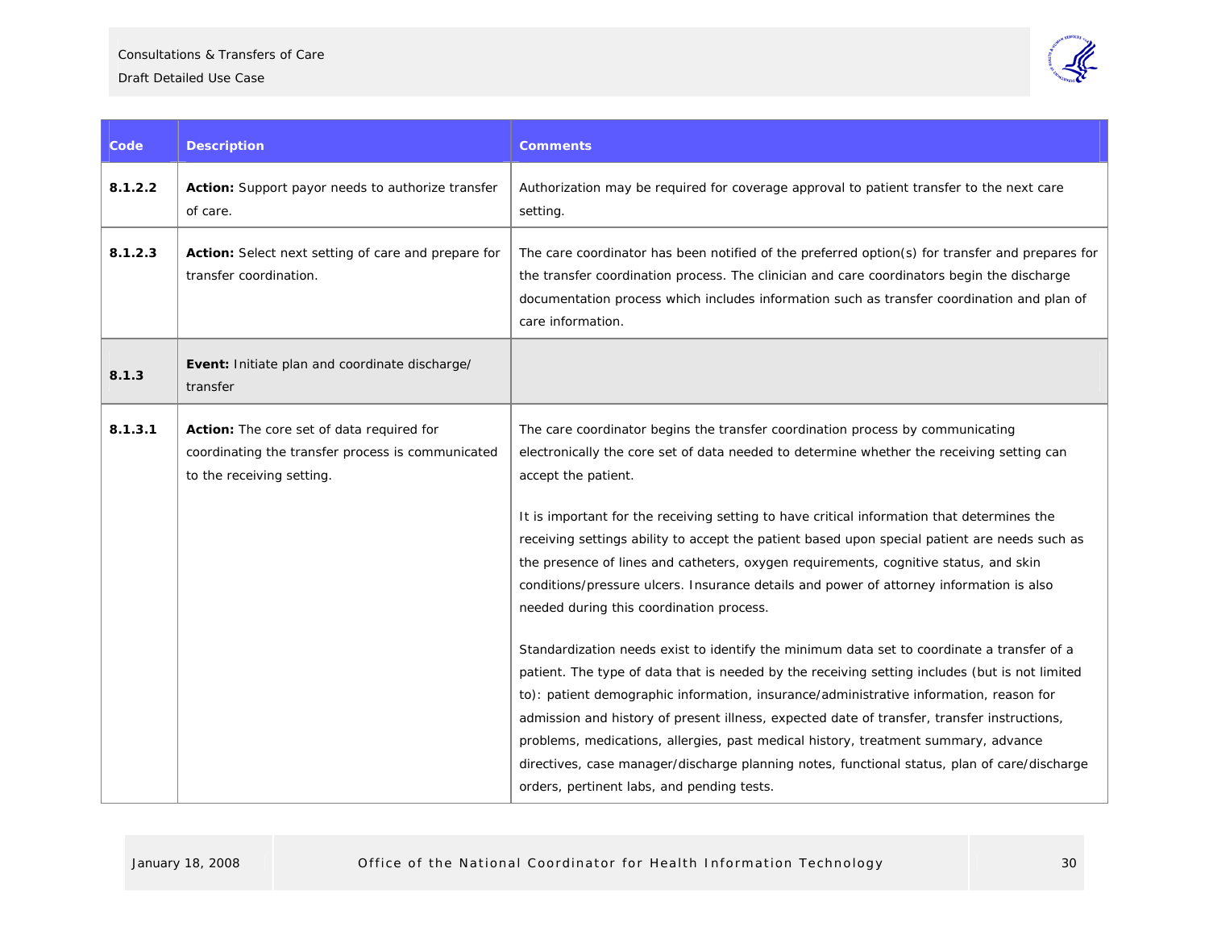| Code | Description | Comments |
| --- | --- | --- |
| 8.1.2.2 | **Action:** Support payor needs to authorize transfer of care. | Authorization may be required for coverage approval to patient transfer to the next care setting. |
| 8.1.2.3 | **Action:** Select next setting of care and prepare for transfer coordination. | The care coordinator has been notified of the preferred option(s) for transfer and prepares for the transfer coordination process. The clinician and care coordinators begin the discharge documentation process which includes information such as transfer coordination and plan of care information. |
| 8.1.3 | **Event:** Initiate plan and coordinate discharge/ transfer | |
| 8.1.3.1 | **Action:** The core set of data required for coordinating the transfer process is communicated to the receiving setting. | The care coordinator begins the transfer coordination process by communicating electronically the core set of data needed to determine whether the receiving setting can accept the patient.<br><br>It is important for the receiving setting to have critical information that determines the receiving settings ability to accept the patient based upon special patient are needs such as the presence of lines and catheters, oxygen requirements, cognitive status, and skin conditions/pressure ulcers. Insurance details and power of attorney information is also needed during this coordination process.<br><br>Standardization needs exist to identify the minimum data set to coordinate a transfer of a patient. The type of data that is needed by the receiving setting includes (but is not limited to): patient demographic information, insurance/administrative information, reason for admission and history of present illness, expected date of transfer, transfer instructions, problems, medications, allergies, past medical history, treatment summary, advance directives, case manager/discharge planning notes, functional status, plan of care/discharge orders, pertinent labs, and pending tests. |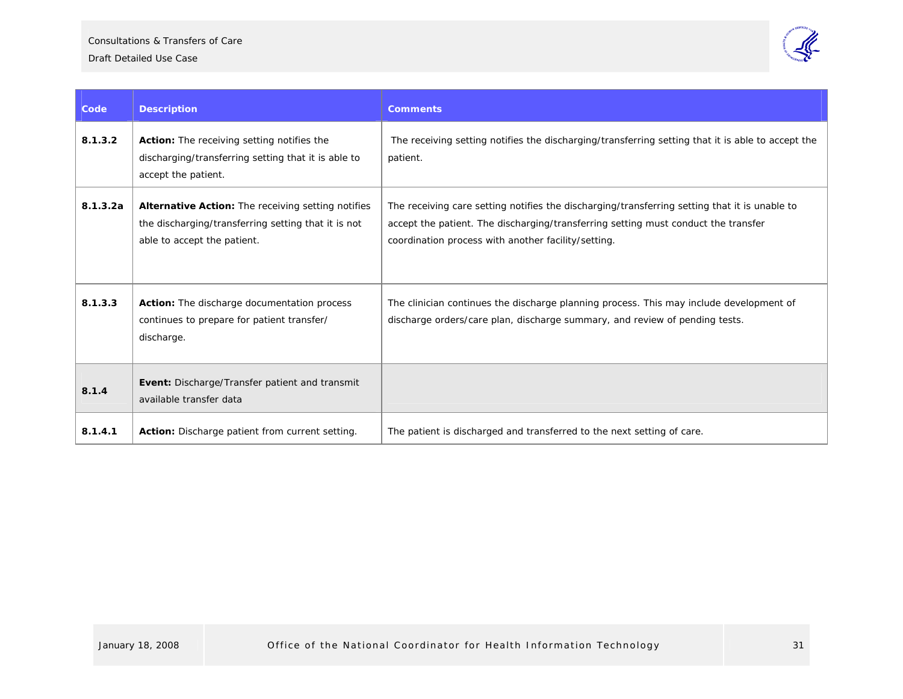| Code | Description | Comments |
|---|---|---|
| **8.1.3.2** | **Action:** The receiving setting notifies the discharging/transferring setting that it is able to accept the patient. | The receiving setting notifies the discharging/transferring setting that it is able to accept the patient. |
| **8.1.3.2a** | **Alternative Action:** The receiving setting notifies the discharging/transferring setting that it is not able to accept the patient. | The receiving care setting notifies the discharging/transferring setting that it is unable to accept the patient. The discharging/transferring setting must conduct the transfer coordination process with another facility/setting. |
| **8.1.3.3** | **Action:** The discharge documentation process continues to prepare for patient transfer/ discharge. | The clinician continues the discharge planning process. This may include development of discharge orders/care plan, discharge summary, and review of pending tests. |
| **8.1.4** | **Event:** Discharge/Transfer patient and transmit available transfer data | |
| **8.1.4.1** | **Action:** Discharge patient from current setting. | The patient is discharged and transferred to the next setting of care. |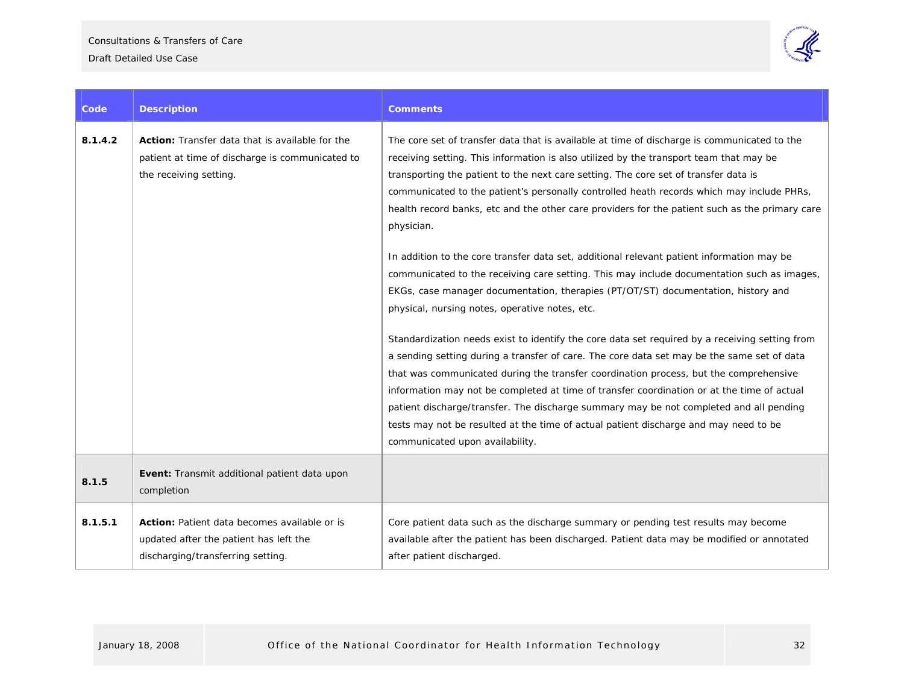| Code | Description | Comments |
| --- | --- | --- |
| 8.1.4.2 | **Action:** Transfer data that is available for the patient at time of discharge is communicated to the receiving setting. | The core set of transfer data that is available at time of discharge is communicated to the receiving setting. This information is also utilized by the transport team that may be transporting the patient to the next care setting. The core set of transfer data is communicated to the patient's personally controlled heath records which may include PHRs, health record banks, etc and the other care providers for the patient such as the primary care physician.<br><br>In addition to the core transfer data set, additional relevant patient information may be communicated to the receiving care setting. This may include documentation such as images, EKGs, case manager documentation, therapies (PT/OT/ST) documentation, history and physical, nursing notes, operative notes, etc.<br><br>Standardization needs exist to identify the core data set required by a receiving setting from a sending setting during a transfer of care. The core data set may be the same set of data that was communicated during the transfer coordination process, but the comprehensive information may not be completed at time of transfer coordination or at the time of actual patient discharge/transfer. The discharge summary may be not completed and all pending tests may not be resulted at the time of actual patient discharge and may need to be communicated upon availability. |
| **8.1.5** | **Event:** Transmit additional patient data upon completion | |
| 8.1.5.1 | **Action:** Patient data becomes available or is updated after the patient has left the discharging/transferring setting. | Core patient data such as the discharge summary or pending test results may become available after the patient has been discharged. Patient data may be modified or annotated after patient discharged. |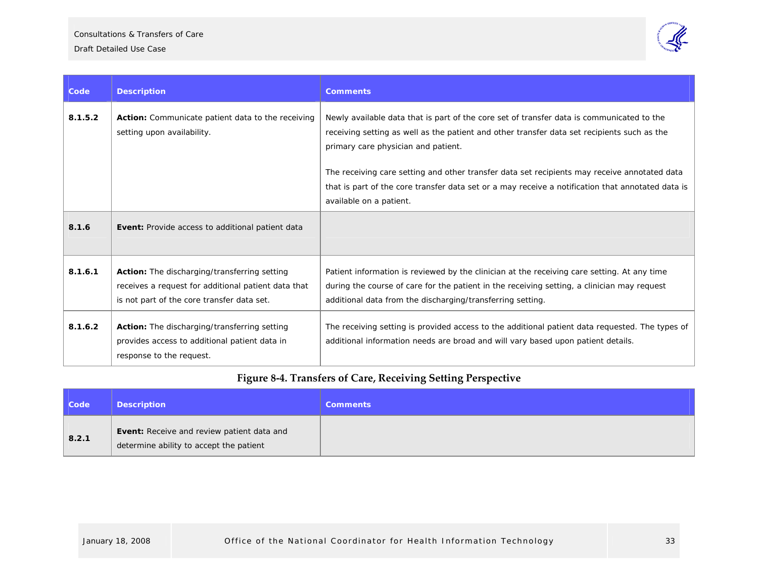| Code | Description | Comments |
|---|---|---|
| 8.1.5.2 | **Action:** Communicate patient data to the receiving setting upon availability. | Newly available data that is part of the core set of transfer data is communicated to the receiving setting as well as the patient and other transfer data set recipients such as the primary care physician and patient.<br><br>The receiving care setting and other transfer data set recipients may receive annotated data that is part of the core transfer data set or a may receive a notification that annotated data is available on a patient. |
| **8.1.6** | **Event:** Provide access to additional patient data | |
| 8.1.6.1 | **Action:** The discharging/transferring setting receives a request for additional patient data that is not part of the core transfer data set. | Patient information is reviewed by the clinician at the receiving care setting. At any time during the course of care for the patient in the receiving setting, a clinician may request additional data from the discharging/transferring setting. |
| 8.1.6.2 | **Action:** The discharging/transferring setting provides access to additional patient data in response to the request. | The receiving setting is provided access to the additional patient data requested. The types of additional information needs are broad and will vary based upon patient details. |

**Figure 8-4. Transfers of Care, Receiving Setting Perspective**

| Code | Description | Comments |
|---|---|---|
| **8.2.1** | **Event:** Receive and review patient data and determine ability to accept the patient | |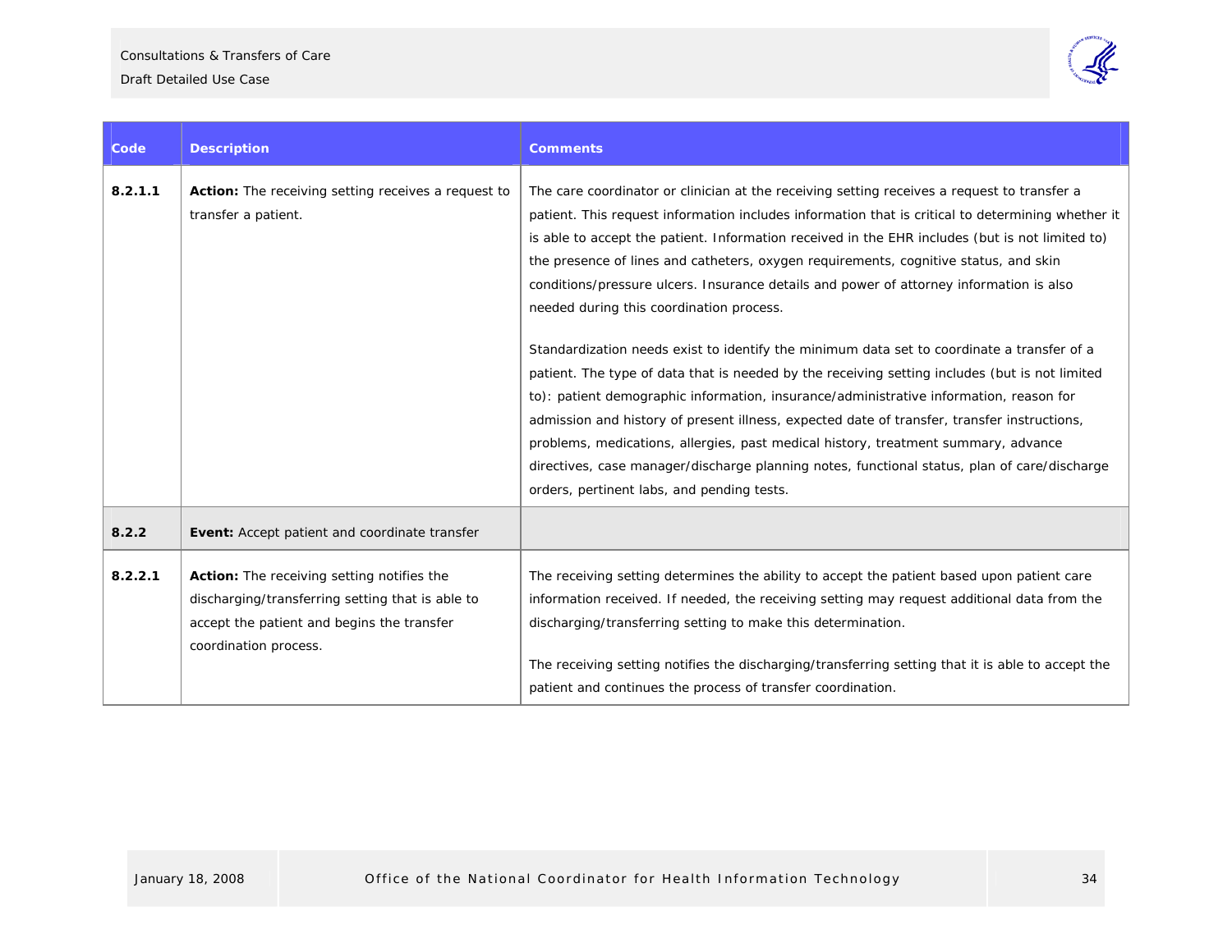| Code | Description | Comments |
|---|---|---|
| **8.2.1.1** | **Action:** The receiving setting receives a request to transfer a patient. | The care coordinator or clinician at the receiving setting receives a request to transfer a patient. This request information includes information that is critical to determining whether it is able to accept the patient. Information received in the EHR includes (but is not limited to) the presence of lines and catheters, oxygen requirements, cognitive status, and skin conditions/pressure ulcers. Insurance details and power of attorney information is also needed during this coordination process.<br><br>Standardization needs exist to identify the minimum data set to coordinate a transfer of a patient. The type of data that is needed by the receiving setting includes (but is not limited to): patient demographic information, insurance/administrative information, reason for admission and history of present illness, expected date of transfer, transfer instructions, problems, medications, allergies, past medical history, treatment summary, advance directives, case manager/discharge planning notes, functional status, plan of care/discharge orders, pertinent labs, and pending tests. |
| **8.2.2** | **Event:** Accept patient and coordinate transfer | |
| **8.2.2.1** | **Action:** The receiving setting notifies the discharging/transferring setting that is able to accept the patient and begins the transfer coordination process. | The receiving setting determines the ability to accept the patient based upon patient care information received. If needed, the receiving setting may request additional data from the discharging/transferring setting to make this determination.<br><br>The receiving setting notifies the discharging/transferring setting that it is able to accept the patient and continues the process of transfer coordination. |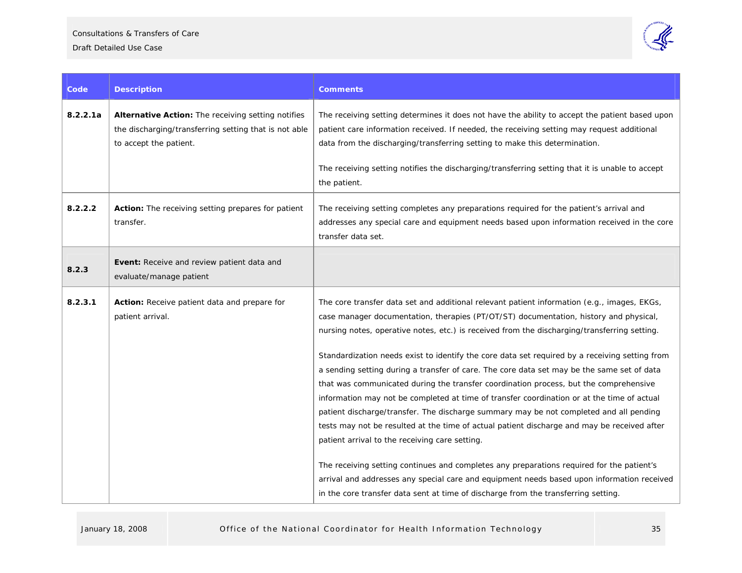| Code | Description | Comments |
|---|---|---|
| **8.2.2.1a** | **Alternative Action:** The receiving setting notifies the discharging/transferring setting that is not able to accept the patient. | The receiving setting determines it does not have the ability to accept the patient based upon patient care information received. If needed, the receiving setting may request additional data from the discharging/transferring setting to make this determination.<br><br>The receiving setting notifies the discharging/transferring setting that it is unable to accept the patient. |
| **8.2.2.2** | **Action:** The receiving setting prepares for patient transfer. | The receiving setting completes any preparations required for the patient's arrival and addresses any special care and equipment needs based upon information received in the core transfer data set. |
| **8.2.3** | **Event:** Receive and review patient data and evaluate/manage patient | |
| **8.2.3.1** | **Action:** Receive patient data and prepare for patient arrival. | The core transfer data set and additional relevant patient information (e.g., images, EKGs, case manager documentation, therapies (PT/OT/ST) documentation, history and physical, nursing notes, operative notes, etc.) is received from the discharging/transferring setting.<br><br>Standardization needs exist to identify the core data set required by a receiving setting from a sending setting during a transfer of care. The core data set may be the same set of data that was communicated during the transfer coordination process, but the comprehensive information may not be completed at time of transfer coordination or at the time of actual patient discharge/transfer. The discharge summary may be not completed and all pending tests may not be resulted at the time of actual patient discharge and may be received after patient arrival to the receiving care setting.<br><br>The receiving setting continues and completes any preparations required for the patient's arrival and addresses any special care and equipment needs based upon information received in the core transfer data sent at time of discharge from the transferring setting. |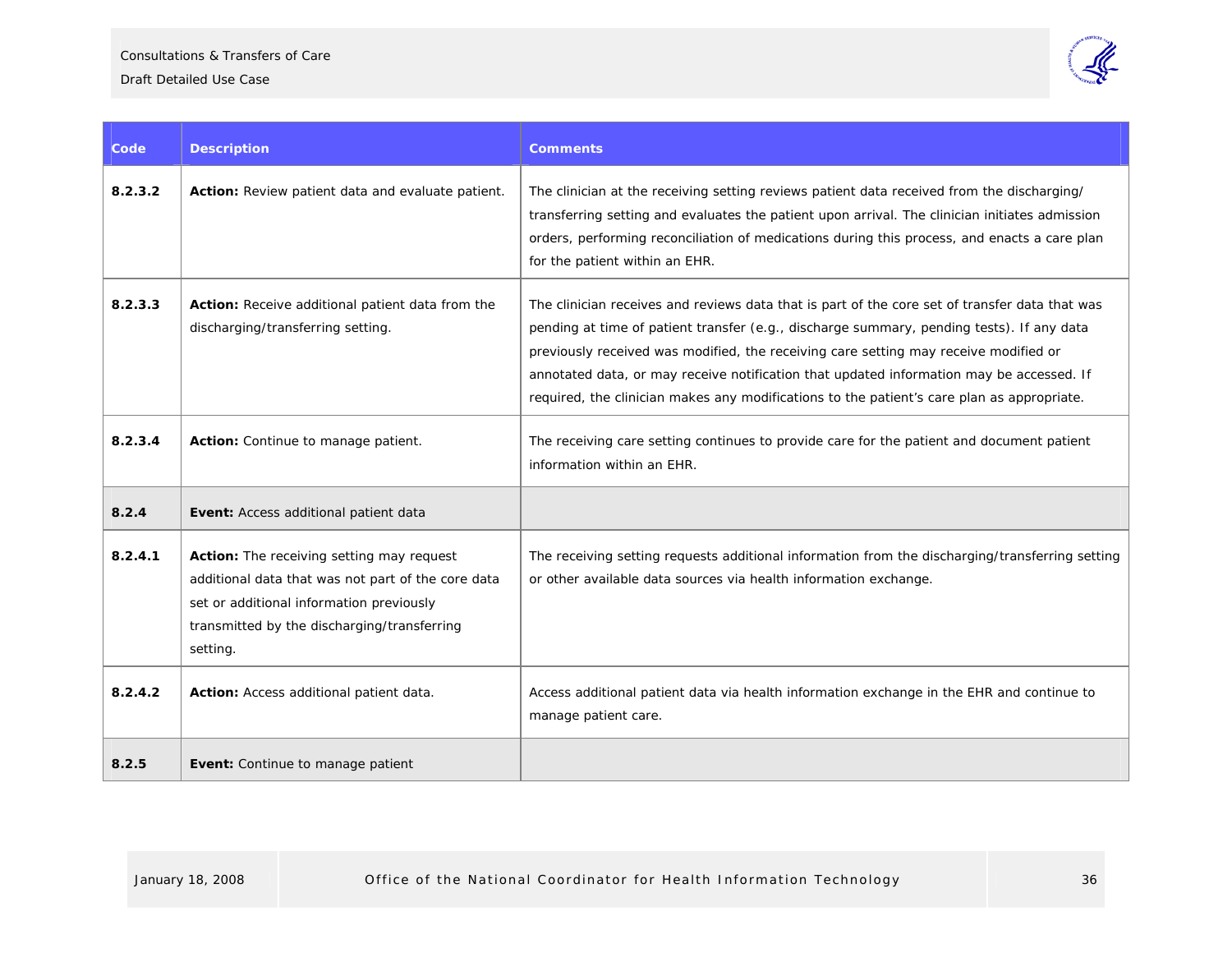| Code | Description | Comments |
|---|---|---|
| **8.2.3.2** | **Action:** Review patient data and evaluate patient. | The clinician at the receiving setting reviews patient data received from the discharging/ transferring setting and evaluates the patient upon arrival. The clinician initiates admission orders, performing reconciliation of medications during this process, and enacts a care plan for the patient within an EHR. |
| **8.2.3.3** | **Action:** Receive additional patient data from the discharging/transferring setting. | The clinician receives and reviews data that is part of the core set of transfer data that was pending at time of patient transfer (e.g., discharge summary, pending tests). If any data previously received was modified, the receiving care setting may receive modified or annotated data, or may receive notification that updated information may be accessed. If required, the clinician makes any modifications to the patient's care plan as appropriate. |
| **8.2.3.4** | **Action:** Continue to manage patient. | The receiving care setting continues to provide care for the patient and document patient information within an EHR. |
| **8.2.4** | **Event:** Access additional patient data | |
| **8.2.4.1** | **Action:** The receiving setting may request additional data that was not part of the core data set or additional information previously transmitted by the discharging/transferring setting. | The receiving setting requests additional information from the discharging/transferring setting or other available data sources via health information exchange. |
| **8.2.4.2** | **Action:** Access additional patient data. | Access additional patient data via health information exchange in the EHR and continue to manage patient care. |
| **8.2.5** | **Event:** Continue to manage patient | |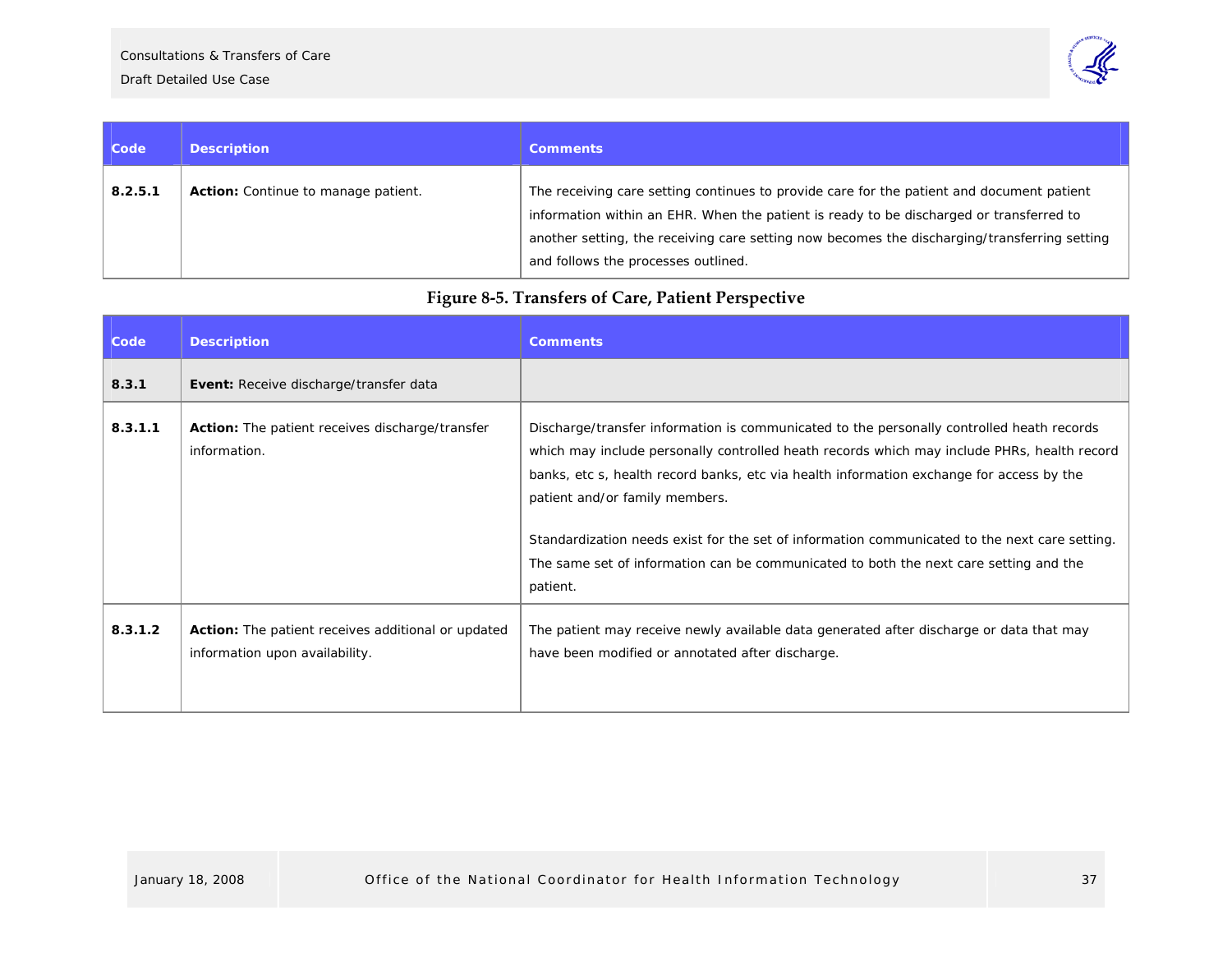| Code | Description | Comments |
| --- | --- | --- |
| **8.2.5.1** | **Action:** Continue to manage patient. | The receiving care setting continues to provide care for the patient and document patient information within an EHR. When the patient is ready to be discharged or transferred to another setting, the receiving care setting now becomes the discharging/transferring setting and follows the processes outlined. |

**Figure 8-5. Transfers of Care, Patient Perspective**

| Code | Description | Comments |
| --- | --- | --- |
| **8.3.1** | **Event:** Receive discharge/transfer data | |
| **8.3.1.1** | **Action:** The patient receives discharge/transfer information. | Discharge/transfer information is communicated to the personally controlled heath records which may include personally controlled heath records which may include PHRs, health record banks, etc s, health record banks, etc via health information exchange for access by the patient and/or family members.<br><br>Standardization needs exist for the set of information communicated to the next care setting. The same set of information can be communicated to both the next care setting and the patient. |
| **8.3.1.2** | **Action:** The patient receives additional or updated information upon availability. | The patient may receive newly available data generated after discharge or data that may have been modified or annotated after discharge. |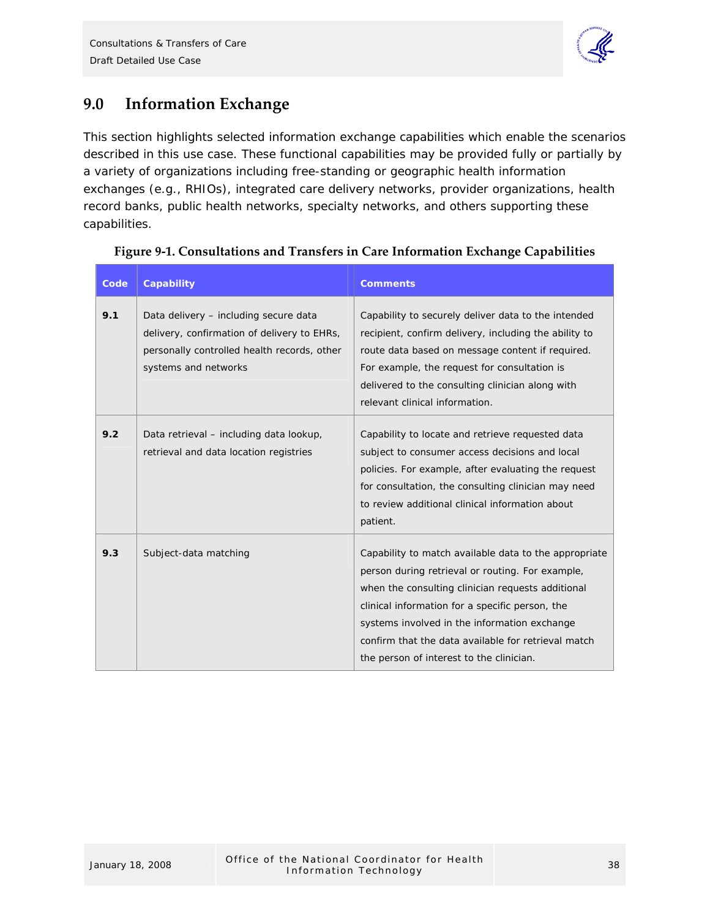## 9.0 Information Exchange

This section highlights selected information exchange capabilities which enable the scenarios described in this use case. These functional capabilities may be provided fully or partially by a variety of organizations including free-standing or geographic health information exchanges (e.g., RHIOs), integrated care delivery networks, provider organizations, health record banks, public health networks, specialty networks, and others supporting these capabilities.

**Figure 9-1. Consultations and Transfers in Care Information Exchange Capabilities**

| Code | Capability | Comments |
|---|---|---|
| **9.1** | Data delivery – including secure data delivery, confirmation of delivery to EHRs, personally controlled health records, other systems and networks | Capability to securely deliver data to the intended recipient, confirm delivery, including the ability to route data based on message content if required. For example, the request for consultation is delivered to the consulting clinician along with relevant clinical information. |
| **9.2** | Data retrieval – including data lookup, retrieval and data location registries | Capability to locate and retrieve requested data subject to consumer access decisions and local policies. For example, after evaluating the request for consultation, the consulting clinician may need to review additional clinical information about patient. |
| **9.3** | Subject-data matching | Capability to match available data to the appropriate person during retrieval or routing. For example, when the consulting clinician requests additional clinical information for a specific person, the systems involved in the information exchange confirm that the data available for retrieval match the person of interest to the clinician. |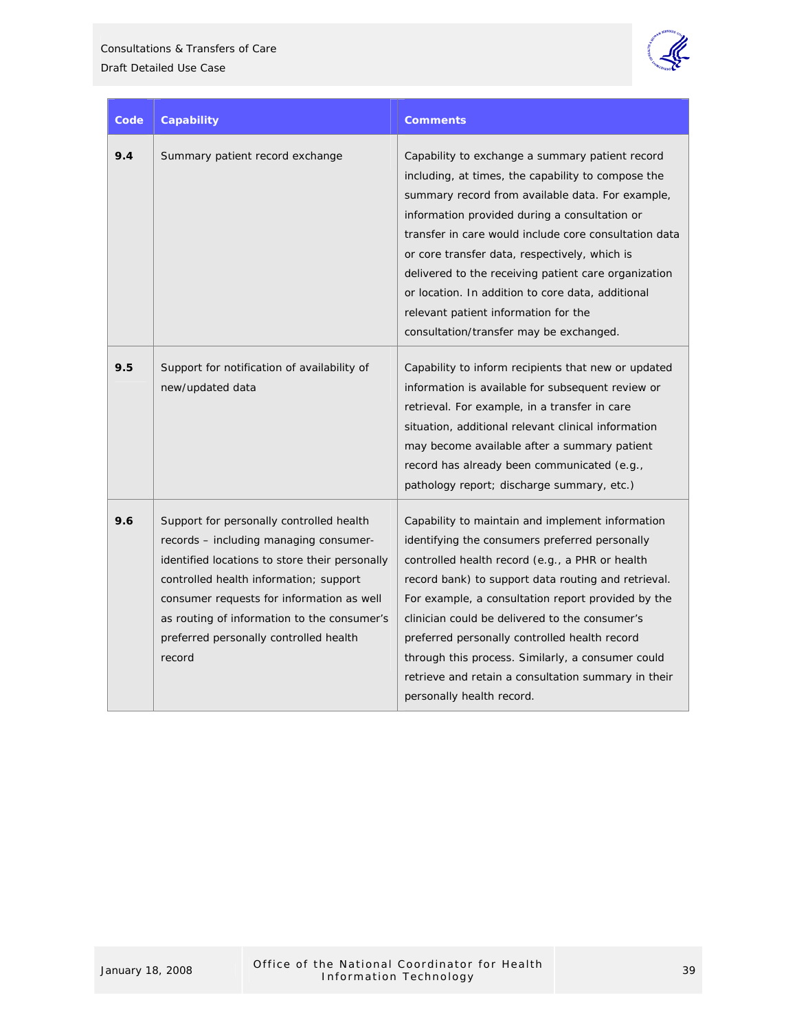| Code | Capability | Comments |
|---|---|---|
| **9.4** | Summary patient record exchange | Capability to exchange a summary patient record including, at times, the capability to compose the summary record from available data. For example, information provided during a consultation or transfer in care would include core consultation data or core transfer data, respectively, which is delivered to the receiving patient care organization or location. In addition to core data, additional relevant patient information for the consultation/transfer may be exchanged. |
| **9.5** | Support for notification of availability of new/updated data | Capability to inform recipients that new or updated information is available for subsequent review or retrieval. For example, in a transfer in care situation, additional relevant clinical information may become available after a summary patient record has already been communicated (e.g., pathology report; discharge summary, etc.) |
| **9.6** | Support for personally controlled health records – including managing consumer-identified locations to store their personally controlled health information; support consumer requests for information as well as routing of information to the consumer's preferred personally controlled health record | Capability to maintain and implement information identifying the consumers preferred personally controlled health record (e.g., a PHR or health record bank) to support data routing and retrieval. For example, a consultation report provided by the clinician could be delivered to the consumer's preferred personally controlled health record through this process. Similarly, a consumer could retrieve and retain a consultation summary in their personally health record. |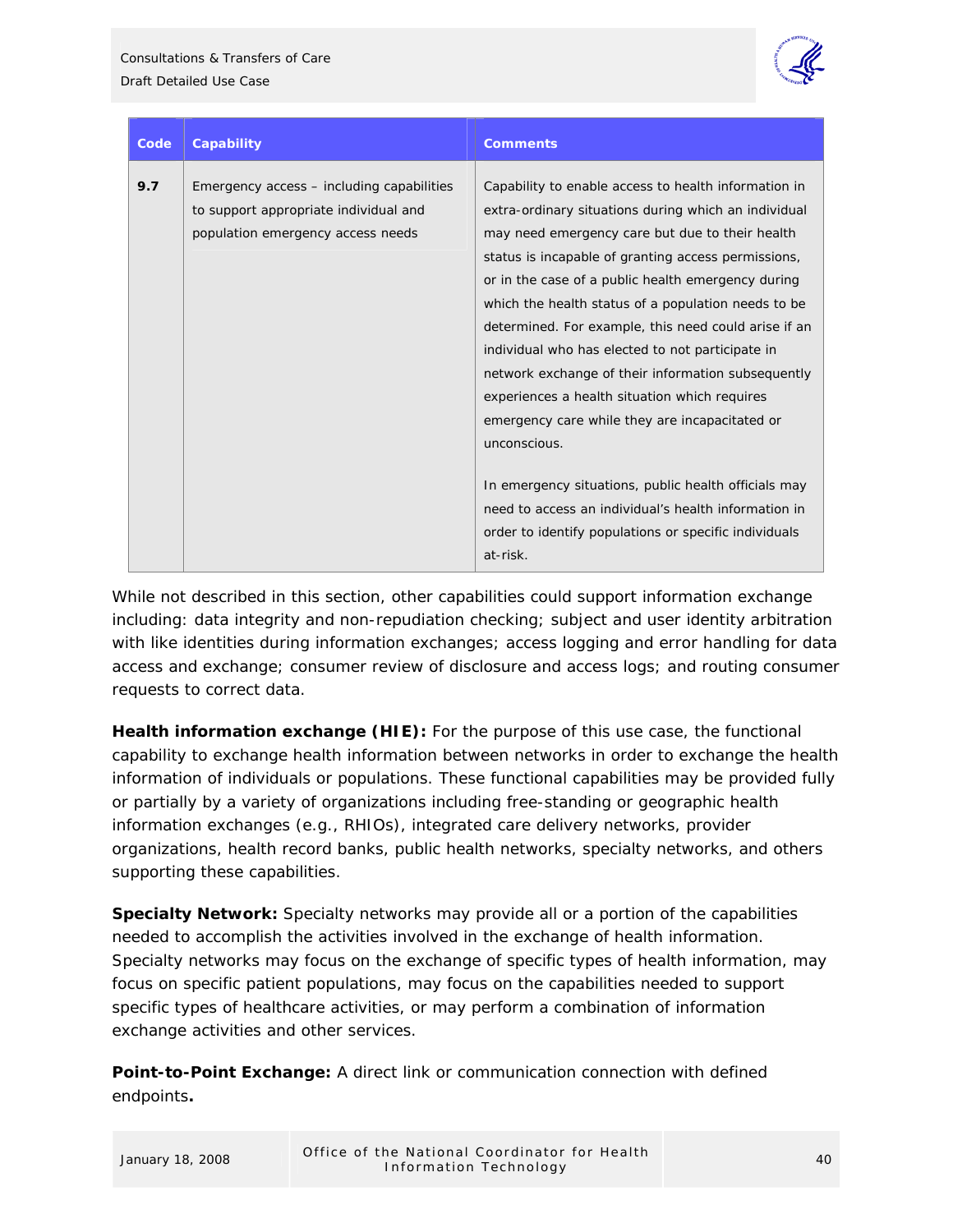| Code | Capability | Comments |
|---|---|---|
| 9.7 | Emergency access – including capabilities to support appropriate individual and population emergency access needs | Capability to enable access to health information in extra-ordinary situations during which an individual may need emergency care but due to their health status is incapable of granting access permissions, or in the case of a public health emergency during which the health status of a population needs to be determined. For example, this need could arise if an individual who has elected to not participate in network exchange of their information subsequently experiences a health situation which requires emergency care while they are incapacitated or unconscious.<br><br>In emergency situations, public health officials may need to access an individual's health information in order to identify populations or specific individuals at-risk. |

While not described in this section, other capabilities could support information exchange including: data integrity and non-repudiation checking; subject and user identity arbitration with like identities during information exchanges; access logging and error handling for data access and exchange; consumer review of disclosure and access logs; and routing consumer requests to correct data.

**Health information exchange (HIE):** For the purpose of this use case, the functional capability to exchange health information between networks in order to exchange the health information of individuals or populations. These functional capabilities may be provided fully or partially by a variety of organizations including free-standing or geographic health information exchanges (e.g., RHIOs), integrated care delivery networks, provider organizations, health record banks, public health networks, specialty networks, and others supporting these capabilities.

**Specialty Network:** Specialty networks may provide all or a portion of the capabilities needed to accomplish the activities involved in the exchange of health information. Specialty networks may focus on the exchange of specific types of health information, may focus on specific patient populations, may focus on the capabilities needed to support specific types of healthcare activities, or may perform a combination of information exchange activities and other services.

**Point-to-Point Exchange:** A direct link or communication connection with defined endpoints**.**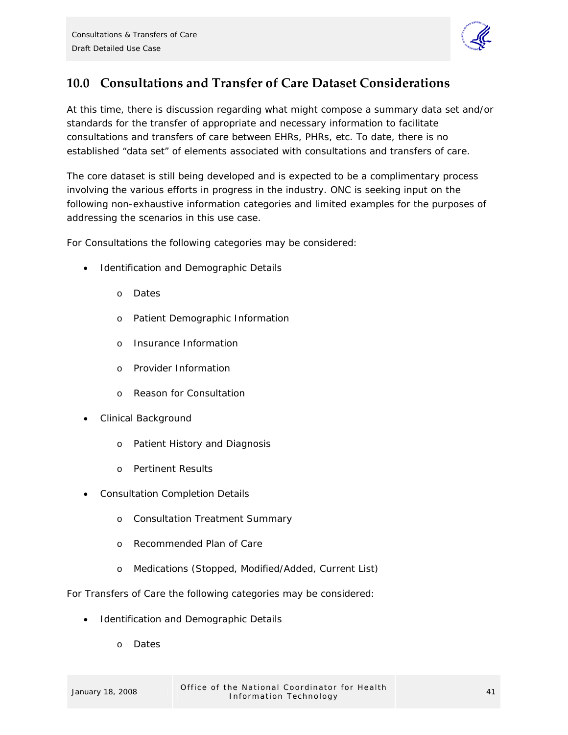## 10.0 Consultations and Transfer of Care Dataset Considerations

At this time, there is discussion regarding what might compose a summary data set and/or standards for the transfer of appropriate and necessary information to facilitate consultations and transfers of care between EHRs, PHRs, etc. To date, there is no established "data set" of elements associated with consultations and transfers of care.

The core dataset is still being developed and is expected to be a complimentary process involving the various efforts in progress in the industry. ONC is seeking input on the following non-exhaustive information categories and limited examples for the purposes of addressing the scenarios in this use case.

For Consultations the following categories may be considered:

- Identification and Demographic Details
  - Dates
  - Patient Demographic Information
  - Insurance Information
  - Provider Information
  - Reason for Consultation
- Clinical Background
  - Patient History and Diagnosis
  - Pertinent Results
- Consultation Completion Details
  - Consultation Treatment Summary
  - Recommended Plan of Care
  - Medications (Stopped, Modified/Added, Current List)

For Transfers of Care the following categories may be considered:

- Identification and Demographic Details
  - Dates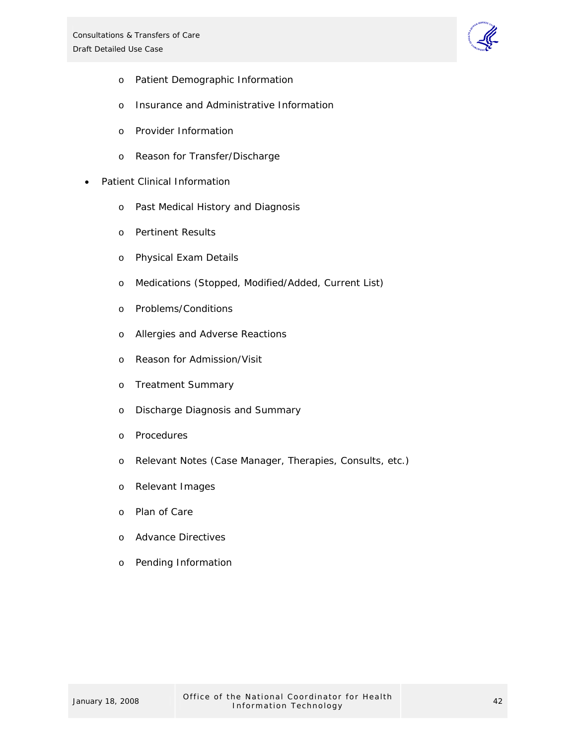- Patient Demographic Information
  - Insurance and Administrative Information
  - Provider Information
  - Reason for Transfer/Discharge
- Patient Clinical Information
  - Past Medical History and Diagnosis
  - Pertinent Results
  - Physical Exam Details
  - Medications (Stopped, Modified/Added, Current List)
  - Problems/Conditions
  - Allergies and Adverse Reactions
  - Reason for Admission/Visit
  - Treatment Summary
  - Discharge Diagnosis and Summary
  - Procedures
  - Relevant Notes (Case Manager, Therapies, Consults, etc.)
  - Relevant Images
  - Plan of Care
  - Advance Directives
  - Pending Information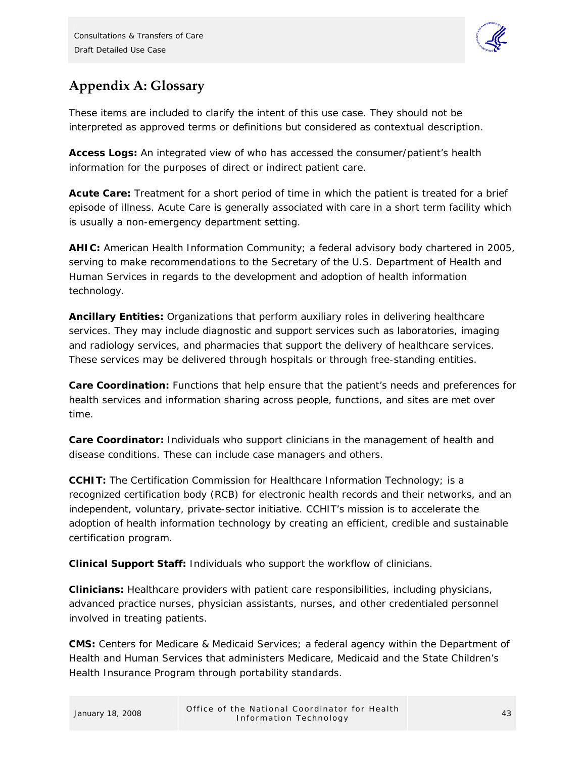## Appendix A: Glossary

These items are included to clarify the intent of this use case. They should not be interpreted as approved terms or definitions but considered as contextual description.

**Access Logs:** An integrated view of who has accessed the consumer/patient's health information for the purposes of direct or indirect patient care.

**Acute Care:** Treatment for a short period of time in which the patient is treated for a brief episode of illness. Acute Care is generally associated with care in a short term facility which is usually a non-emergency department setting.

**AHIC:** American Health Information Community; a federal advisory body chartered in 2005, serving to make recommendations to the Secretary of the U.S. Department of Health and Human Services in regards to the development and adoption of health information technology.

**Ancillary Entities:** Organizations that perform auxiliary roles in delivering healthcare services. They may include diagnostic and support services such as laboratories, imaging and radiology services, and pharmacies that support the delivery of healthcare services. These services may be delivered through hospitals or through free-standing entities.

**Care Coordination:** Functions that help ensure that the patient's needs and preferences for health services and information sharing across people, functions, and sites are met over time.

**Care Coordinator:** Individuals who support clinicians in the management of health and disease conditions. These can include case managers and others.

**CCHIT:** The Certification Commission for Healthcare Information Technology; is a recognized certification body (RCB) for electronic health records and their networks, and an independent, voluntary, private-sector initiative. CCHIT's mission is to accelerate the adoption of health information technology by creating an efficient, credible and sustainable certification program.

**Clinical Support Staff:** Individuals who support the workflow of clinicians.

**Clinicians:** Healthcare providers with patient care responsibilities, including physicians, advanced practice nurses, physician assistants, nurses, and other credentialed personnel involved in treating patients.

**CMS:** Centers for Medicare & Medicaid Services; a federal agency within the Department of Health and Human Services that administers Medicare, Medicaid and the State Children's Health Insurance Program through portability standards.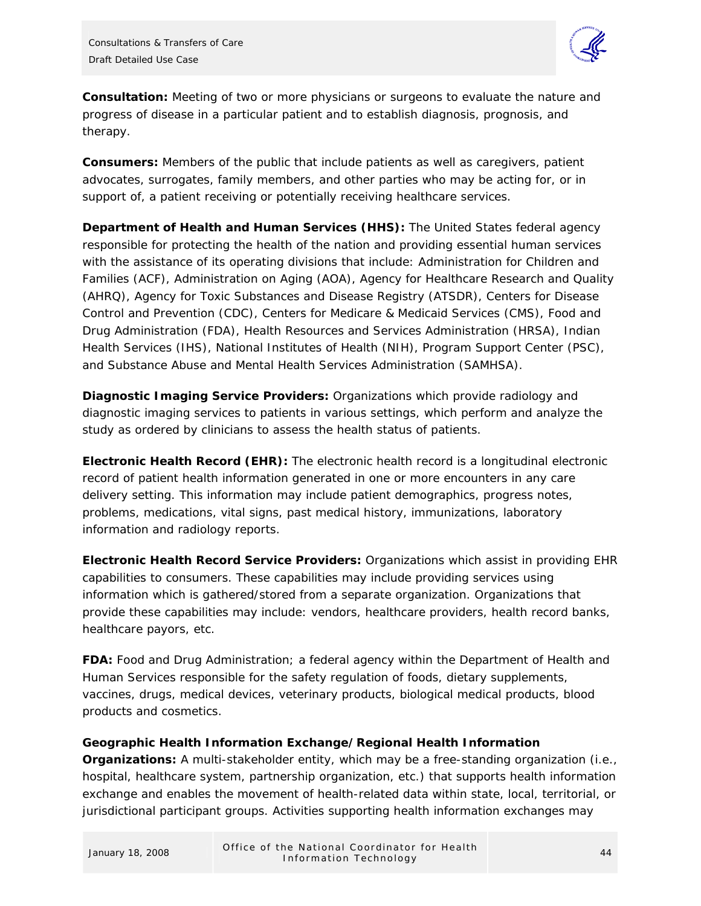**Consultation:** Meeting of two or more physicians or surgeons to evaluate the nature and progress of disease in a particular patient and to establish diagnosis, prognosis, and therapy.

**Consumers:** Members of the public that include patients as well as caregivers, patient advocates, surrogates, family members, and other parties who may be acting for, or in support of, a patient receiving or potentially receiving healthcare services.

**Department of Health and Human Services (HHS):** The United States federal agency responsible for protecting the health of the nation and providing essential human services with the assistance of its operating divisions that include: Administration for Children and Families (ACF), Administration on Aging (AOA), Agency for Healthcare Research and Quality (AHRQ), Agency for Toxic Substances and Disease Registry (ATSDR), Centers for Disease Control and Prevention (CDC), Centers for Medicare & Medicaid Services (CMS), Food and Drug Administration (FDA), Health Resources and Services Administration (HRSA), Indian Health Services (IHS), National Institutes of Health (NIH), Program Support Center (PSC), and Substance Abuse and Mental Health Services Administration (SAMHSA).

**Diagnostic Imaging Service Providers:** Organizations which provide radiology and diagnostic imaging services to patients in various settings, which perform and analyze the study as ordered by clinicians to assess the health status of patients.

**Electronic Health Record (EHR):** The electronic health record is a longitudinal electronic record of patient health information generated in one or more encounters in any care delivery setting. This information may include patient demographics, progress notes, problems, medications, vital signs, past medical history, immunizations, laboratory information and radiology reports.

**Electronic Health Record Service Providers:** Organizations which assist in providing EHR capabilities to consumers. These capabilities may include providing services using information which is gathered/stored from a separate organization. Organizations that provide these capabilities may include: vendors, healthcare providers, health record banks, healthcare payors, etc.

**FDA:** Food and Drug Administration; a federal agency within the Department of Health and Human Services responsible for the safety regulation of foods, dietary supplements, vaccines, drugs, medical devices, veterinary products, biological medical products, blood products and cosmetics.

**Geographic Health Information Exchange/Regional Health Information Organizations:** A multi-stakeholder entity, which may be a free-standing organization (i.e., hospital, healthcare system, partnership organization, etc.) that supports health information exchange and enables the movement of health-related data within state, local, territorial, or jurisdictional participant groups. Activities supporting health information exchanges may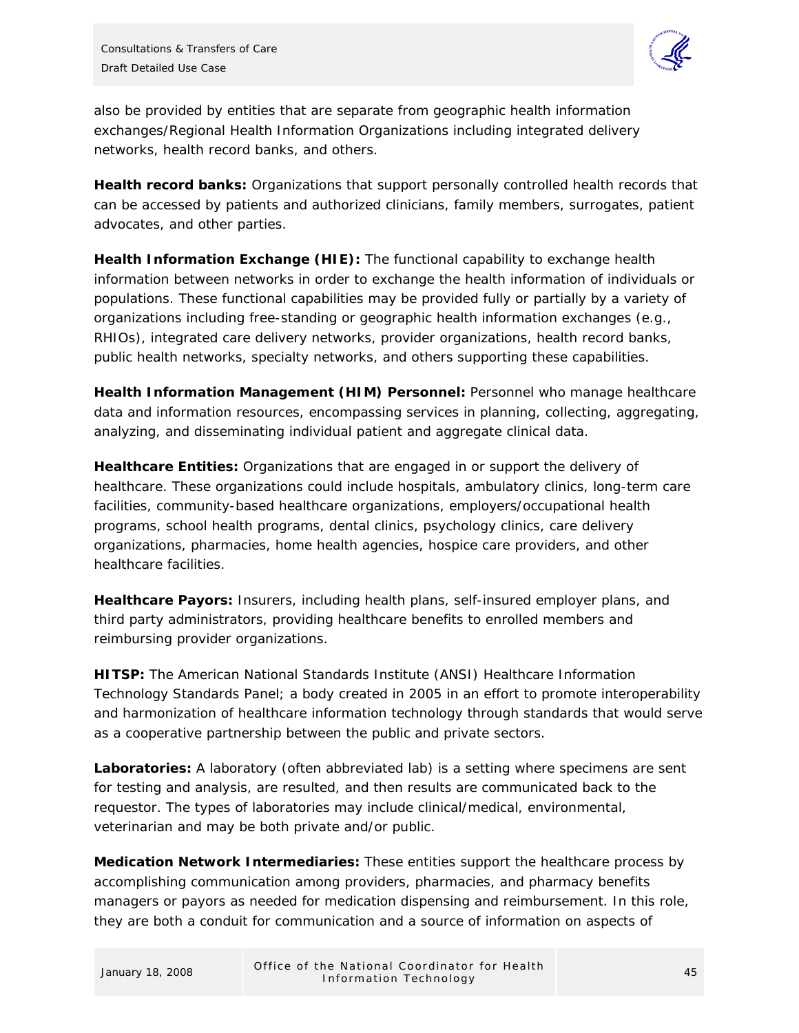also be provided by entities that are separate from geographic health information exchanges/Regional Health Information Organizations including integrated delivery networks, health record banks, and others.

**Health record banks:** Organizations that support personally controlled health records that can be accessed by patients and authorized clinicians, family members, surrogates, patient advocates, and other parties.

**Health Information Exchange (HIE):** The functional capability to exchange health information between networks in order to exchange the health information of individuals or populations. These functional capabilities may be provided fully or partially by a variety of organizations including free-standing or geographic health information exchanges (e.g., RHIOs), integrated care delivery networks, provider organizations, health record banks, public health networks, specialty networks, and others supporting these capabilities.

**Health Information Management (HIM) Personnel:** Personnel who manage healthcare data and information resources, encompassing services in planning, collecting, aggregating, analyzing, and disseminating individual patient and aggregate clinical data.

**Healthcare Entities:** Organizations that are engaged in or support the delivery of healthcare. These organizations could include hospitals, ambulatory clinics, long-term care facilities, community-based healthcare organizations, employers/occupational health programs, school health programs, dental clinics, psychology clinics, care delivery organizations, pharmacies, home health agencies, hospice care providers, and other healthcare facilities.

**Healthcare Payors:** Insurers, including health plans, self-insured employer plans, and third party administrators, providing healthcare benefits to enrolled members and reimbursing provider organizations.

**HITSP:** The American National Standards Institute (ANSI) Healthcare Information Technology Standards Panel; a body created in 2005 in an effort to promote interoperability and harmonization of healthcare information technology through standards that would serve as a cooperative partnership between the public and private sectors.

**Laboratories:** A laboratory (often abbreviated lab) is a setting where specimens are sent for testing and analysis, are resulted, and then results are communicated back to the requestor. The types of laboratories may include clinical/medical, environmental, veterinarian and may be both private and/or public.

**Medication Network Intermediaries:** These entities support the healthcare process by accomplishing communication among providers, pharmacies, and pharmacy benefits managers or payors as needed for medication dispensing and reimbursement. In this role, they are both a conduit for communication and a source of information on aspects of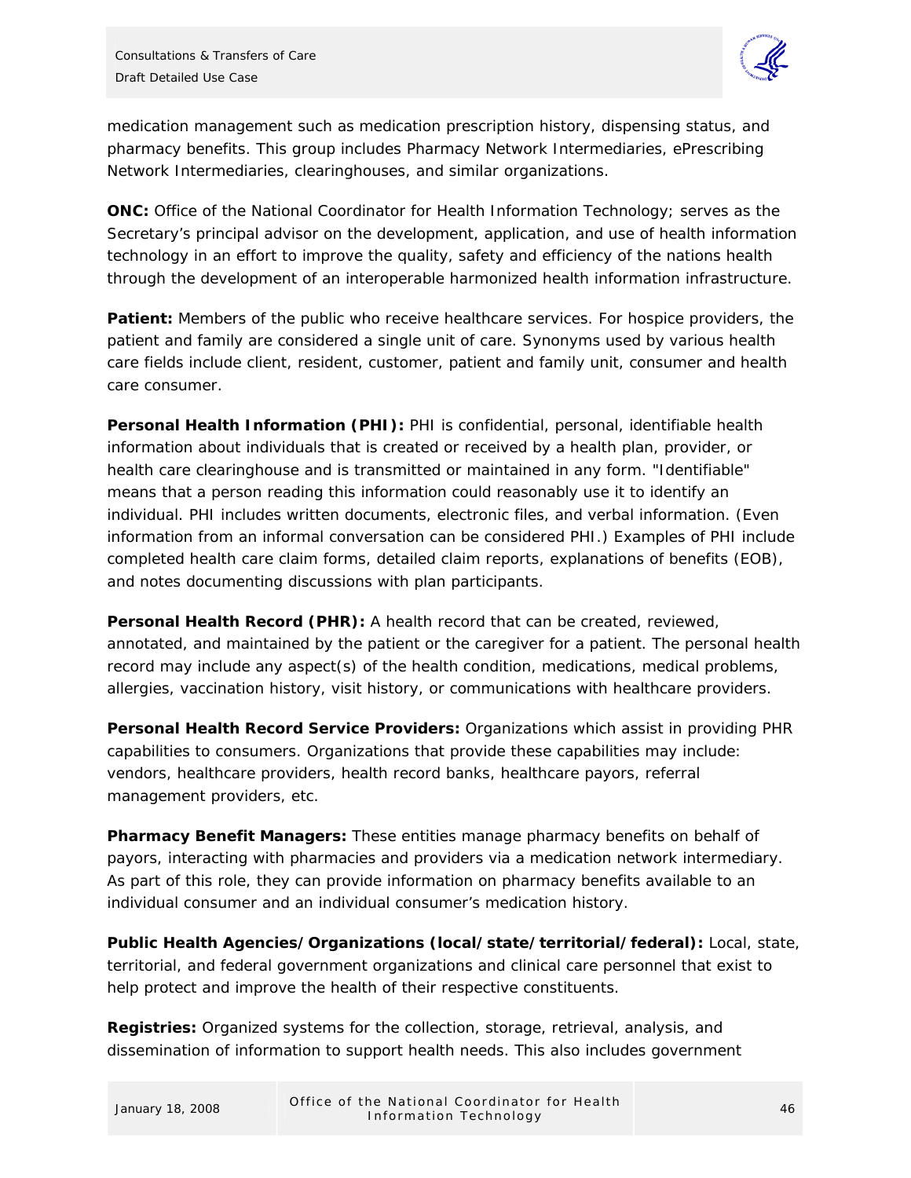medication management such as medication prescription history, dispensing status, and pharmacy benefits. This group includes Pharmacy Network Intermediaries, ePrescribing Network Intermediaries, clearinghouses, and similar organizations.

**ONC:** Office of the National Coordinator for Health Information Technology; serves as the Secretary's principal advisor on the development, application, and use of health information technology in an effort to improve the quality, safety and efficiency of the nations health through the development of an interoperable harmonized health information infrastructure.

**Patient:** Members of the public who receive healthcare services. For hospice providers, the patient and family are considered a single unit of care. Synonyms used by various health care fields include client, resident, customer, patient and family unit, consumer and health care consumer.

**Personal Health Information (PHI):** PHI is confidential, personal, identifiable health information about individuals that is created or received by a health plan, provider, or health care clearinghouse and is transmitted or maintained in any form. "Identifiable" means that a person reading this information could reasonably use it to identify an individual. PHI includes written documents, electronic files, and verbal information. (Even information from an informal conversation can be considered PHI.) Examples of PHI include completed health care claim forms, detailed claim reports, explanations of benefits (EOB), and notes documenting discussions with plan participants.

**Personal Health Record (PHR):** A health record that can be created, reviewed, annotated, and maintained by the patient or the caregiver for a patient. The personal health record may include any aspect(s) of the health condition, medications, medical problems, allergies, vaccination history, visit history, or communications with healthcare providers.

**Personal Health Record Service Providers:** Organizations which assist in providing PHR capabilities to consumers. Organizations that provide these capabilities may include: vendors, healthcare providers, health record banks, healthcare payors, referral management providers, etc.

**Pharmacy Benefit Managers:** These entities manage pharmacy benefits on behalf of payors, interacting with pharmacies and providers via a medication network intermediary. As part of this role, they can provide information on pharmacy benefits available to an individual consumer and an individual consumer's medication history.

**Public Health Agencies/Organizations (local/state/territorial/federal):** Local, state, territorial, and federal government organizations and clinical care personnel that exist to help protect and improve the health of their respective constituents.

**Registries:** Organized systems for the collection, storage, retrieval, analysis, and dissemination of information to support health needs. This also includes government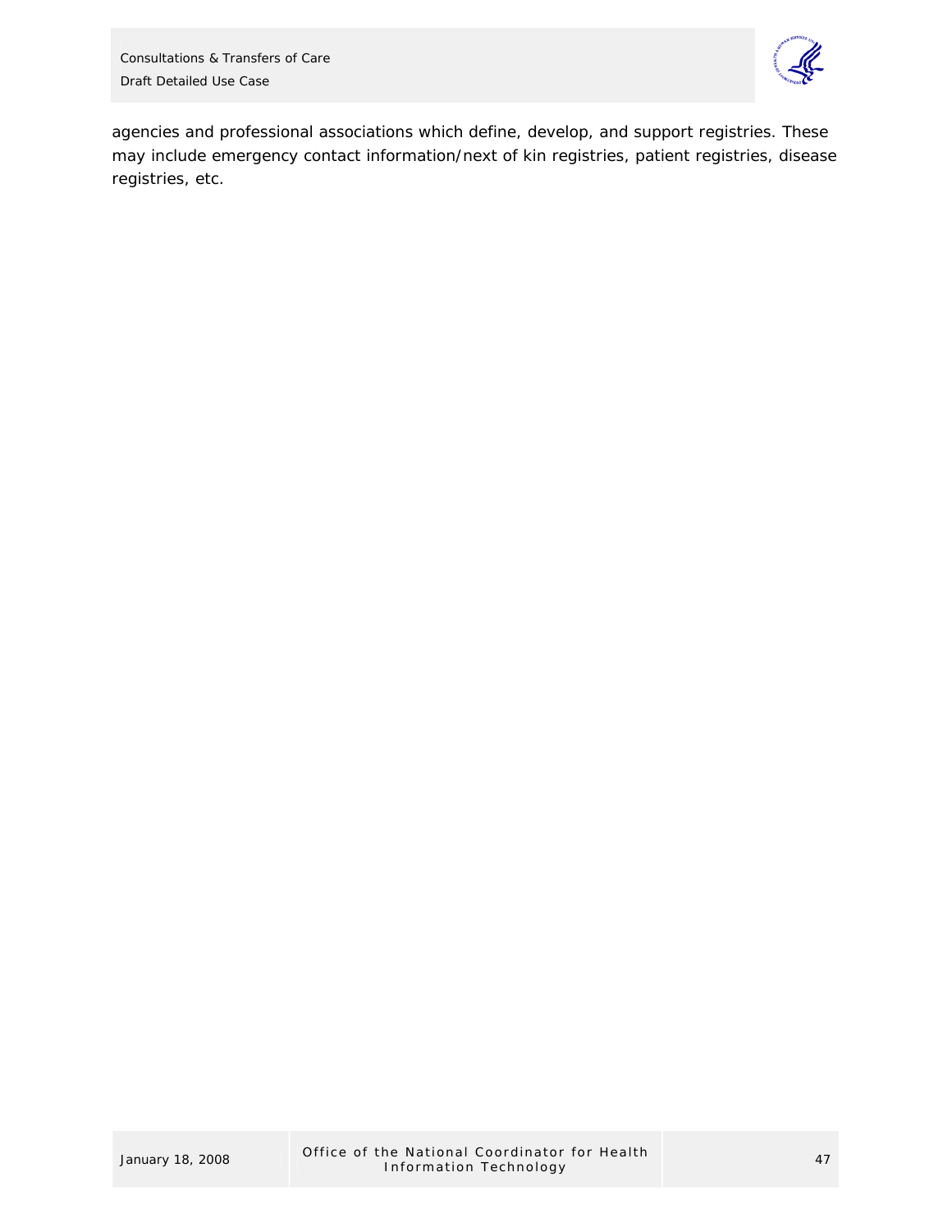agencies and professional associations which define, develop, and support registries. These may include emergency contact information/next of kin registries, patient registries, disease registries, etc.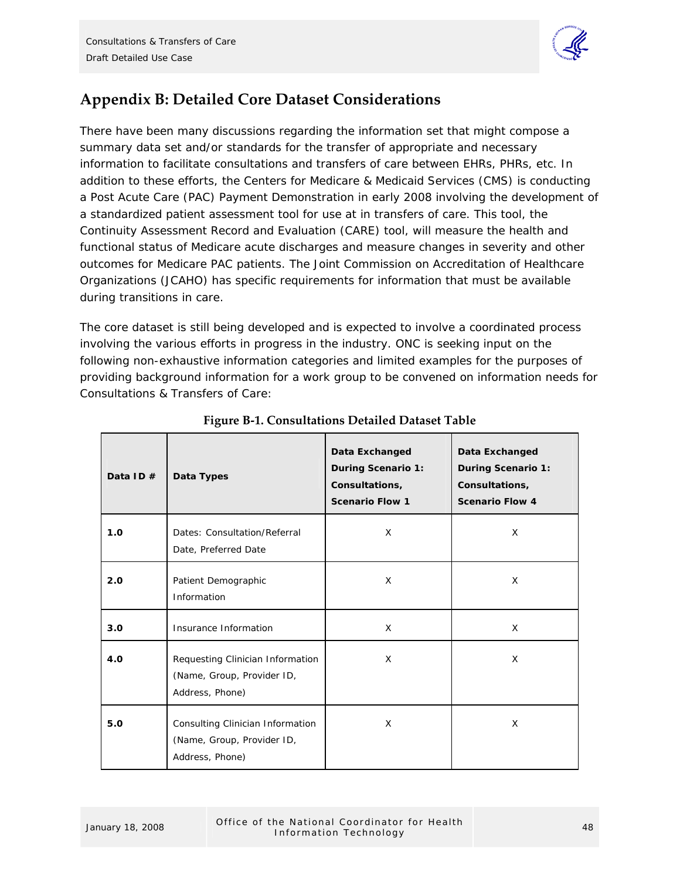## Appendix B: Detailed Core Dataset Considerations

There have been many discussions regarding the information set that might compose a summary data set and/or standards for the transfer of appropriate and necessary information to facilitate consultations and transfers of care between EHRs, PHRs, etc. In addition to these efforts, the Centers for Medicare & Medicaid Services (CMS) is conducting a Post Acute Care (PAC) Payment Demonstration in early 2008 involving the development of a standardized patient assessment tool for use at in transfers of care. This tool, the Continuity Assessment Record and Evaluation (CARE) tool, will measure the health and functional status of Medicare acute discharges and measure changes in severity and other outcomes for Medicare PAC patients. The Joint Commission on Accreditation of Healthcare Organizations (JCAHO) has specific requirements for information that must be available during transitions in care.

The core dataset is still being developed and is expected to involve a coordinated process involving the various efforts in progress in the industry. ONC is seeking input on the following non-exhaustive information categories and limited examples for the purposes of providing background information for a work group to be convened on information needs for Consultations & Transfers of Care:

**Figure B-1. Consultations Detailed Dataset Table**

| Data ID # | Data Types | Data Exchanged During Scenario 1: Consultations, Scenario Flow 1 | Data Exchanged During Scenario 1: Consultations, Scenario Flow 4 |
|---|---|---|---|
| 1.0 | Dates: Consultation/Referral Date, Preferred Date | X | X |
| 2.0 | Patient Demographic Information | X | X |
| 3.0 | Insurance Information | X | X |
| 4.0 | Requesting Clinician Information (Name, Group, Provider ID, Address, Phone) | X | X |
| 5.0 | Consulting Clinician Information (Name, Group, Provider ID, Address, Phone) | X | X |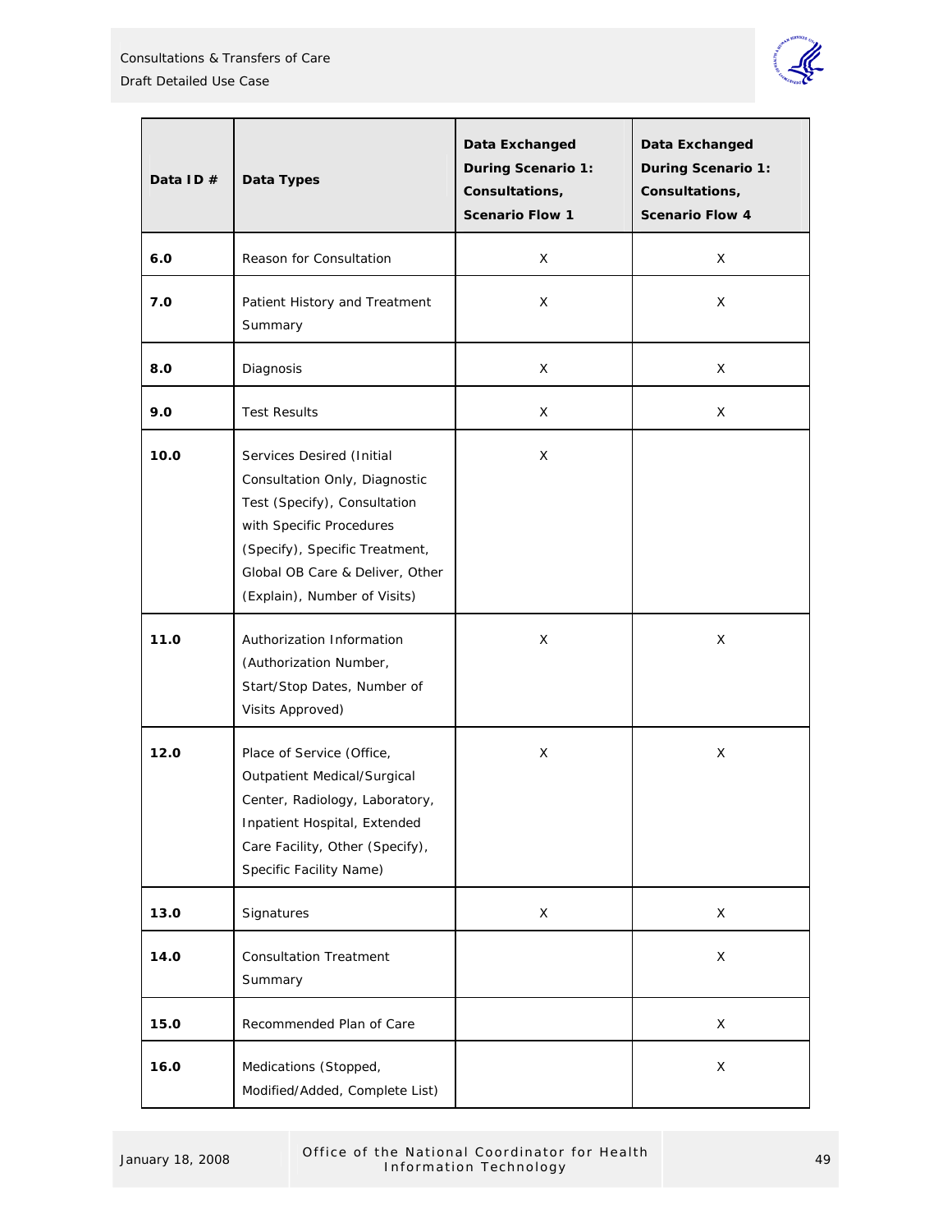| Data ID # | Data Types | Data Exchanged During Scenario 1: Consultations, Scenario Flow 1 | Data Exchanged During Scenario 1: Consultations, Scenario Flow 4 |
|---|---|---|---|
| **6.0** | Reason for Consultation | X | X |
| **7.0** | Patient History and Treatment Summary | X | X |
| **8.0** | Diagnosis | X | X |
| **9.0** | Test Results | X | X |
| **10.0** | Services Desired (Initial Consultation Only, Diagnostic Test (Specify), Consultation with Specific Procedures (Specify), Specific Treatment, Global OB Care & Deliver, Other (Explain), Number of Visits) | X | |
| **11.0** | Authorization Information (Authorization Number, Start/Stop Dates, Number of Visits Approved) | X | X |
| **12.0** | Place of Service (Office, Outpatient Medical/Surgical Center, Radiology, Laboratory, Inpatient Hospital, Extended Care Facility, Other (Specify), Specific Facility Name) | X | X |
| **13.0** | Signatures | X | X |
| **14.0** | Consultation Treatment Summary | | X |
| **15.0** | Recommended Plan of Care | | X |
| **16.0** | Medications (Stopped, Modified/Added, Complete List) | | X |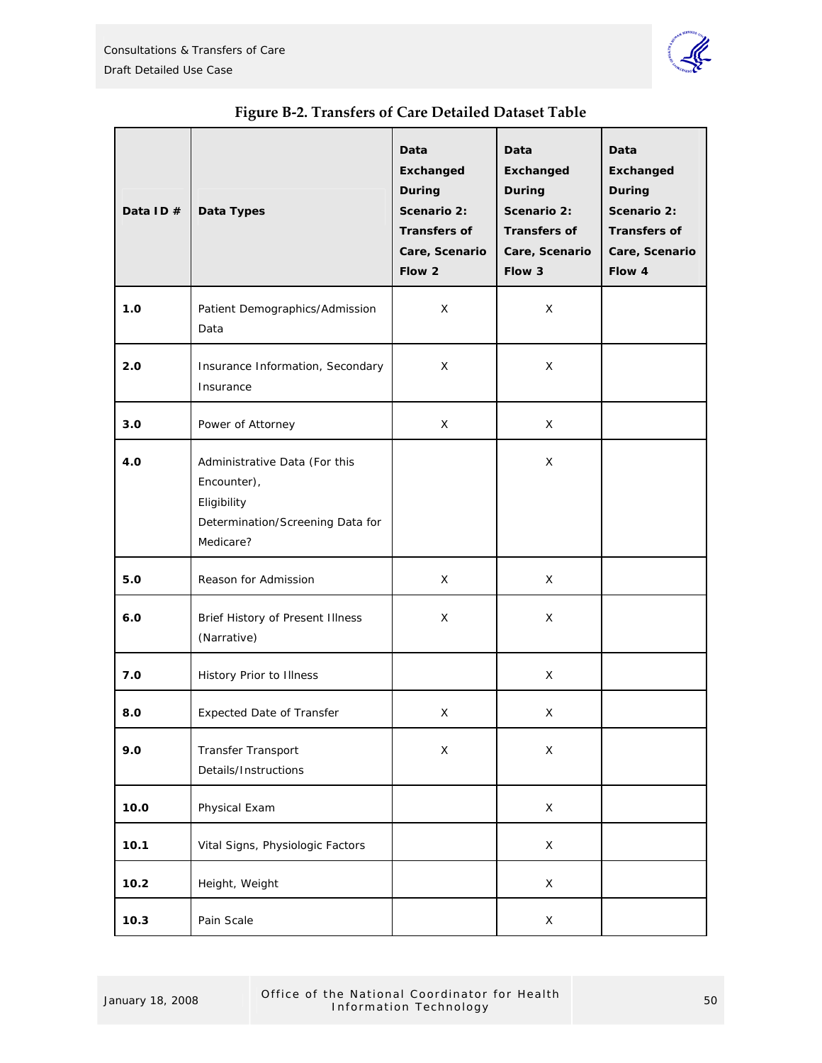**Figure B-2. Transfers of Care Detailed Dataset Table**

| Data ID # | Data Types | Data Exchanged During Scenario 2: Transfers of Care, Scenario Flow 2 | Data Exchanged During Scenario 2: Transfers of Care, Scenario Flow 3 | Data Exchanged During Scenario 2: Transfers of Care, Scenario Flow 4 |
|---|---|---|---|---|
| 1.0 | Patient Demographics/Admission Data | X | X | |
| 2.0 | Insurance Information, Secondary Insurance | X | X | |
| 3.0 | Power of Attorney | X | X | |
| 4.0 | Administrative Data (For this Encounter), Eligibility Determination/Screening Data for Medicare? | | X | |
| 5.0 | Reason for Admission | X | X | |
| 6.0 | Brief History of Present Illness (Narrative) | X | X | |
| 7.0 | History Prior to Illness | | X | |
| 8.0 | Expected Date of Transfer | X | X | |
| 9.0 | Transfer Transport Details/Instructions | X | X | |
| 10.0 | Physical Exam | | X | |
| 10.1 | Vital Signs, Physiologic Factors | | X | |
| 10.2 | Height, Weight | | X | |
| 10.3 | Pain Scale | | X | |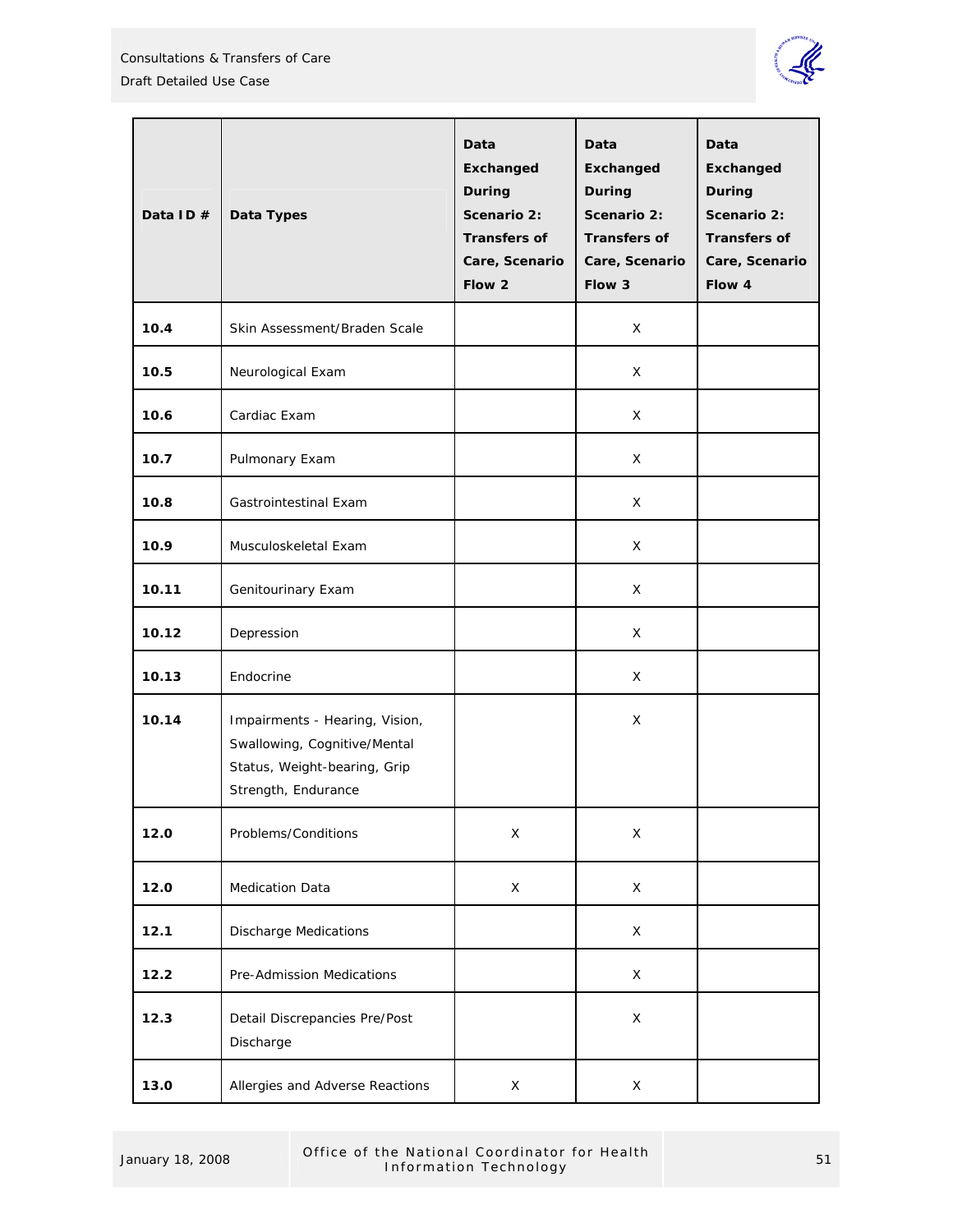| Data ID # | Data Types | Data Exchanged During Scenario 2: Transfers of Care, Scenario Flow 2 | Data Exchanged During Scenario 2: Transfers of Care, Scenario Flow 3 | Data Exchanged During Scenario 2: Transfers of Care, Scenario Flow 4 |
|---|---|---|---|---|
| **10.4** | Skin Assessment/Braden Scale | | X | |
| **10.5** | Neurological Exam | | X | |
| **10.6** | Cardiac Exam | | X | |
| **10.7** | Pulmonary Exam | | X | |
| **10.8** | Gastrointestinal Exam | | X | |
| **10.9** | Musculoskeletal Exam | | X | |
| **10.11** | Genitourinary Exam | | X | |
| **10.12** | Depression | | X | |
| **10.13** | Endocrine | | X | |
| **10.14** | Impairments - Hearing, Vision, Swallowing, Cognitive/Mental Status, Weight-bearing, Grip Strength, Endurance | | X | |
| **12.0** | Problems/Conditions | X | X | |
| **12.0** | Medication Data | X | X | |
| **12.1** | Discharge Medications | | X | |
| **12.2** | Pre-Admission Medications | | X | |
| **12.3** | Detail Discrepancies Pre/Post Discharge | | X | |
| **13.0** | Allergies and Adverse Reactions | X | X | |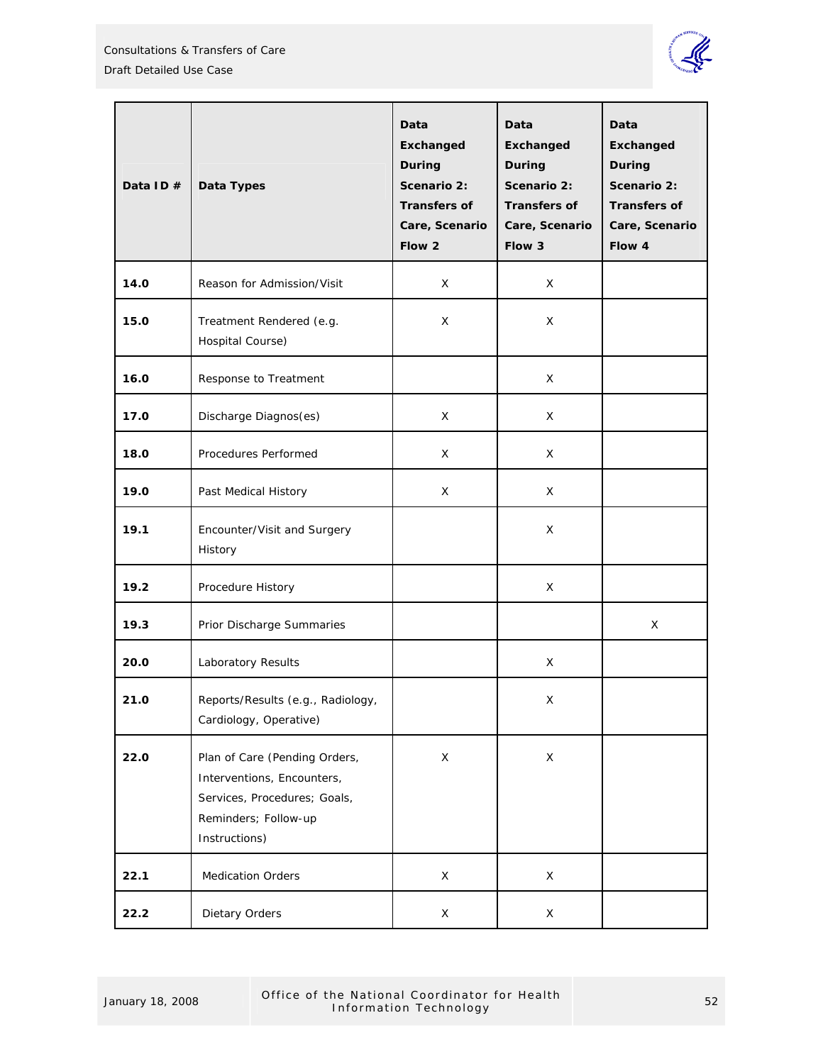| Data ID # | Data Types | Data Exchanged During Scenario 2: Transfers of Care, Scenario Flow 2 | Data Exchanged During Scenario 2: Transfers of Care, Scenario Flow 3 | Data Exchanged During Scenario 2: Transfers of Care, Scenario Flow 4 |
|---|---|---|---|---|
| **14.0** | Reason for Admission/Visit | X | X | |
| **15.0** | Treatment Rendered (e.g. Hospital Course) | X | X | |
| **16.0** | Response to Treatment | | X | |
| **17.0** | Discharge Diagnos(es) | X | X | |
| **18.0** | Procedures Performed | X | X | |
| **19.0** | Past Medical History | X | X | |
| **19.1** | Encounter/Visit and Surgery History | | X | |
| **19.2** | Procedure History | | X | |
| **19.3** | Prior Discharge Summaries | | | X |
| **20.0** | Laboratory Results | | X | |
| **21.0** | Reports/Results (e.g., Radiology, Cardiology, Operative) | | X | |
| **22.0** | Plan of Care (Pending Orders, Interventions, Encounters, Services, Procedures; Goals, Reminders; Follow-up Instructions) | X | X | |
| **22.1** | Medication Orders | X | X | |
| **22.2** | Dietary Orders | X | X | |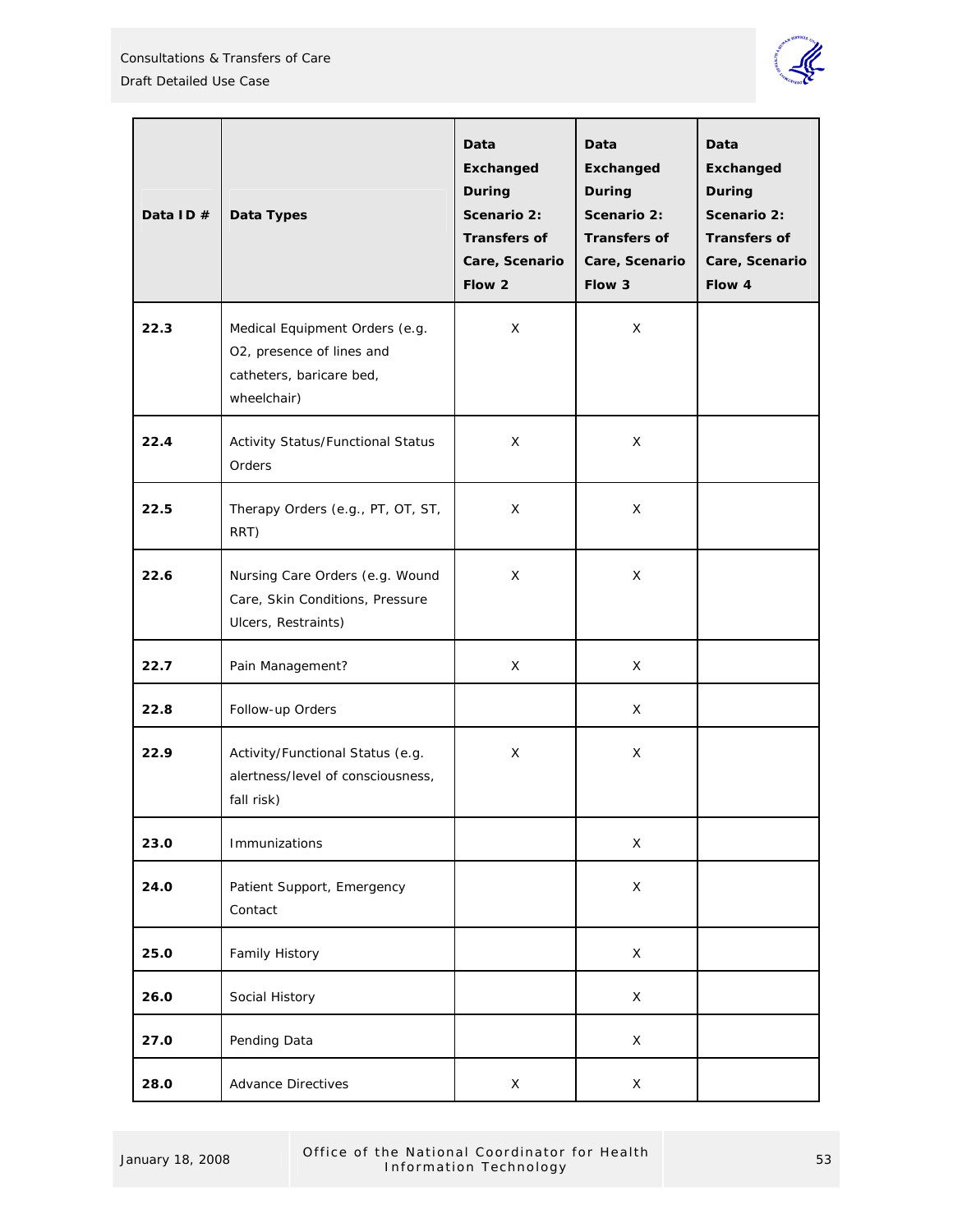| Data ID # | Data Types | Data Exchanged During Scenario 2: Transfers of Care, Scenario Flow 2 | Data Exchanged During Scenario 2: Transfers of Care, Scenario Flow 3 | Data Exchanged During Scenario 2: Transfers of Care, Scenario Flow 4 |
|---|---|---|---|---|
| 22.3 | Medical Equipment Orders (e.g. O2, presence of lines and catheters, baricare bed, wheelchair) | X | X | |
| 22.4 | Activity Status/Functional Status Orders | X | X | |
| 22.5 | Therapy Orders (e.g., PT, OT, ST, RRT) | X | X | |
| 22.6 | Nursing Care Orders (e.g. Wound Care, Skin Conditions, Pressure Ulcers, Restraints) | X | X | |
| 22.7 | Pain Management? | X | X | |
| 22.8 | Follow-up Orders | | X | |
| 22.9 | Activity/Functional Status (e.g. alertness/level of consciousness, fall risk) | X | X | |
| 23.0 | Immunizations | | X | |
| 24.0 | Patient Support, Emergency Contact | | X | |
| 25.0 | Family History | | X | |
| 26.0 | Social History | | X | |
| 27.0 | Pending Data | | X | |
| 28.0 | Advance Directives | X | X | |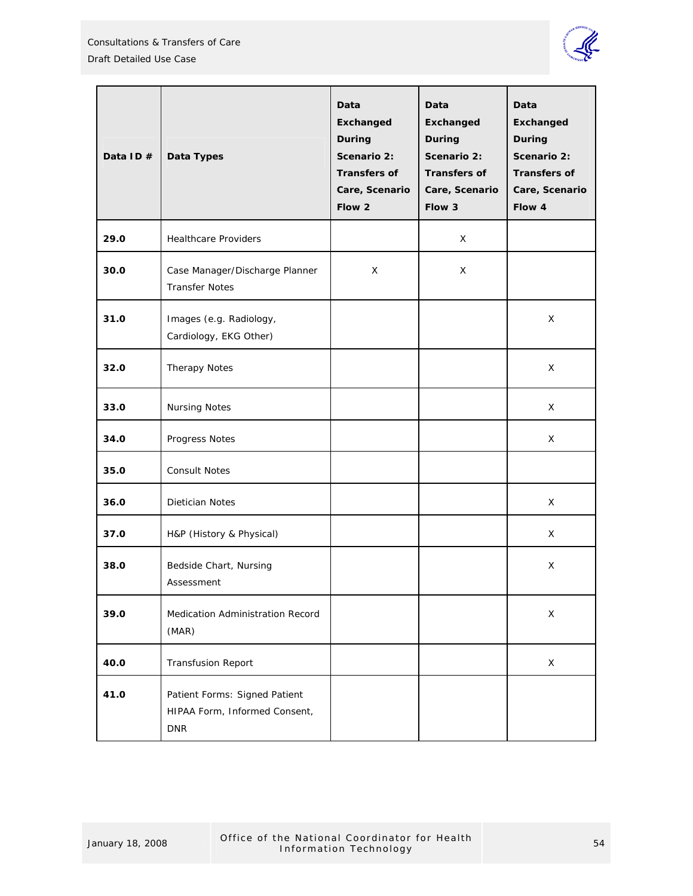| Data ID # | Data Types | Data Exchanged During Scenario 2: Transfers of Care, Scenario Flow 2 | Data Exchanged During Scenario 2: Transfers of Care, Scenario Flow 3 | Data Exchanged During Scenario 2: Transfers of Care, Scenario Flow 4 |
|---|---|---|---|---|
| **29.0** | Healthcare Providers | | X | |
| **30.0** | Case Manager/Discharge Planner Transfer Notes | X | X | |
| **31.0** | Images (e.g. Radiology, Cardiology, EKG Other) | | | X |
| **32.0** | Therapy Notes | | | X |
| **33.0** | Nursing Notes | | | X |
| **34.0** | Progress Notes | | | X |
| **35.0** | Consult Notes | | | |
| **36.0** | Dietician Notes | | | X |
| **37.0** | H&P (History & Physical) | | | X |
| **38.0** | Bedside Chart, Nursing Assessment | | | X |
| **39.0** | Medication Administration Record (MAR) | | | X |
| **40.0** | Transfusion Report | | | X |
| **41.0** | Patient Forms: Signed Patient HIPAA Form, Informed Consent, DNR | | | |